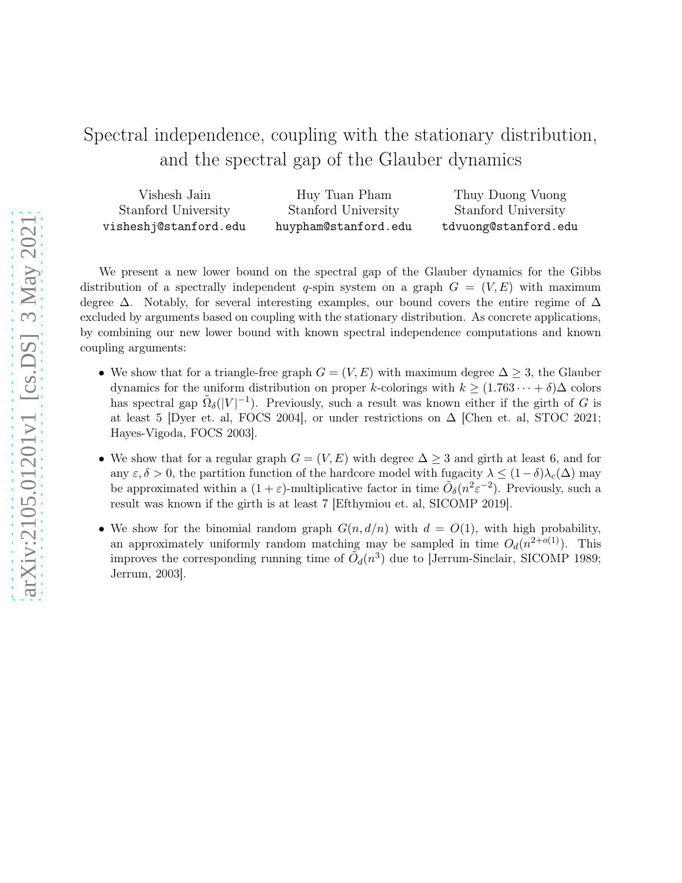# Spectral independence, coupling with the stationary distribution, and the spectral gap of the Glauber dynamics

Vishesh Jain
Stanford University
visheshj@stanford.edu

Huy Tuan Pham
Stanford University
huypham@stanford.edu

Thuy Duong Vuong
Stanford University
tdvuong@stanford.edu

We present a new lower bound on the spectral gap of the Glauber dynamics for the Gibbs distribution of a spectrally independent $q$-spin system on a graph $G = (V, E)$ with maximum degree $\Delta$. Notably, for several interesting examples, our bound covers the entire regime of $\Delta$ excluded by arguments based on coupling with the stationary distribution. As concrete applications, by combining our new lower bound with known spectral independence computations and known coupling arguments:

- We show that for a triangle-free graph $G = (V, E)$ with maximum degree $\Delta \geq 3$, the Glauber dynamics for the uniform distribution on proper $k$-colorings with $k \geq (1.763\cdots + \delta)\Delta$ colors has spectral gap $\tilde{\Omega}_\delta(|V|^{-1})$. Previously, such a result was known either if the girth of $G$ is at least 5 [Dyer et. al, FOCS 2004], or under restrictions on $\Delta$ [Chen et. al, STOC 2021; Hayes-Vigoda, FOCS 2003].
- We show that for a regular graph $G = (V, E)$ with degree $\Delta \geq 3$ and girth at least 6, and for any $\varepsilon, \delta > 0$, the partition function of the hardcore model with fugacity $\lambda \leq (1 - \delta)\lambda_c(\Delta)$ may be approximated within a $(1 + \varepsilon)$-multiplicative factor in time $\tilde{O}_\delta(n^2\varepsilon^{-2})$. Previously, such a result was known if the girth is at least 7 [Efthymiou et. al, SICOMP 2019].
- We show for the binomial random graph $G(n, d/n)$ with $d = O(1)$, with high probability, an approximately uniformly random matching may be sampled in time $O_d(n^{2+o(1)})$. This improves the corresponding running time of $\tilde{O}_d(n^3)$ due to [Jerrum-Sinclair, SICOMP 1989; Jerrum, 2003].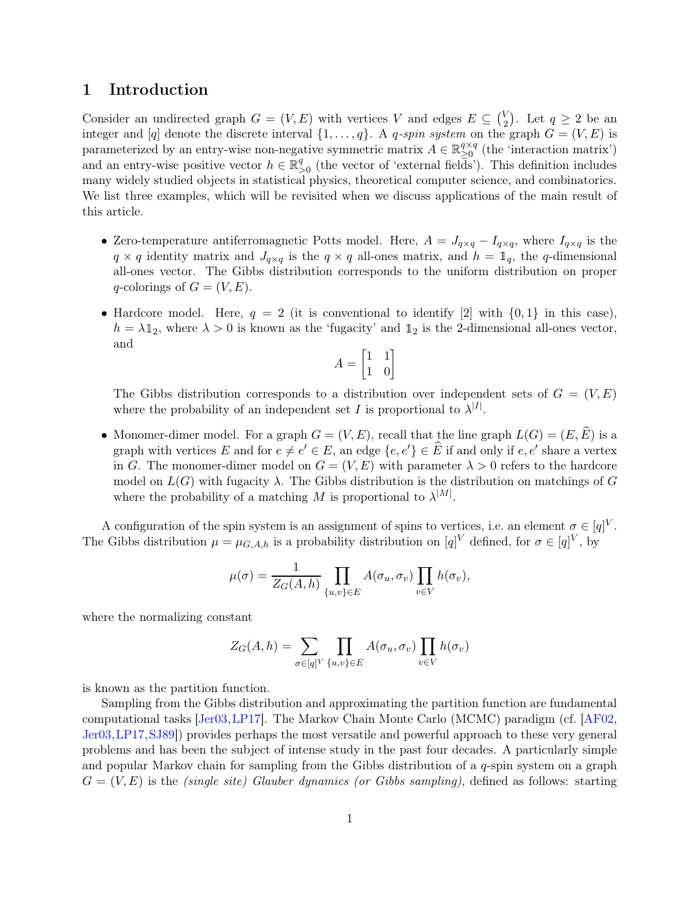## 1 Introduction

Consider an undirected graph $G = (V, E)$ with vertices $V$ and edges $E \subseteq \binom{V}{2}$. Let $q \geq 2$ be an integer and $[q]$ denote the discrete interval $\{1, \ldots, q\}$. A *q-spin system* on the graph $G = (V, E)$ is parameterized by an entry-wise non-negative symmetric matrix $A \in \mathbb{R}_{\geq 0}^{q \times q}$ (the 'interaction matrix') and an entry-wise positive vector $h \in \mathbb{R}_{>0}^{q}$ (the vector of 'external fields'). This definition includes many widely studied objects in statistical physics, theoretical computer science, and combinatorics. We list three examples, which will be revisited when we discuss applications of the main result of this article.

- Zero-temperature antiferromagnetic Potts model. Here, $A = J_{q \times q} - I_{q \times q}$, where $I_{q \times q}$ is the $q \times q$ identity matrix and $J_{q \times q}$ is the $q \times q$ all-ones matrix, and $h = \mathbb{1}_q$, the $q$-dimensional all-ones vector. The Gibbs distribution corresponds to the uniform distribution on proper $q$-colorings of $G = (V, E)$.

- Hardcore model. Here, $q = 2$ (it is conventional to identify $[2]$ with $\{0, 1\}$ in this case), $h = \lambda \mathbb{1}_2$, where $\lambda > 0$ is known as the 'fugacity' and $\mathbb{1}_2$ is the 2-dimensional all-ones vector, and
$$A = \begin{bmatrix} 1 & 1 \\ 1 & 0 \end{bmatrix}$$
The Gibbs distribution corresponds to a distribution over independent sets of $G = (V, E)$ where the probability of an independent set $I$ is proportional to $\lambda^{|I|}$.

- Monomer-dimer model. For a graph $G = (V, E)$, recall that the line graph $L(G) = (E, \widehat{E})$ is a graph with vertices $E$ and for $e \neq e' \in E$, an edge $\{e, e'\} \in \widehat{E}$ if and only if $e, e'$ share a vertex in $G$. The monomer-dimer model on $G = (V, E)$ with parameter $\lambda > 0$ refers to the hardcore model on $L(G)$ with fugacity $\lambda$. The Gibbs distribution is the distribution on matchings of $G$ where the probability of a matching $M$ is proportional to $\lambda^{|M|}$.

A configuration of the spin system is an assignment of spins to vertices, i.e. an element $\sigma \in [q]^V$. The Gibbs distribution $\mu = \mu_{G,A,h}$ is a probability distribution on $[q]^V$ defined, for $\sigma \in [q]^V$, by

$$\mu(\sigma) = \frac{1}{Z_G(A, h)} \prod_{\{u,v\} \in E} A(\sigma_u, \sigma_v) \prod_{v \in V} h(\sigma_v),$$

where the normalizing constant

$$Z_G(A, h) = \sum_{\sigma \in [q]^V} \prod_{\{u,v\} \in E} A(\sigma_u, \sigma_v) \prod_{v \in V} h(\sigma_v)$$

is known as the partition function.

Sampling from the Gibbs distribution and approximating the partition function are fundamental computational tasks [Jer03, LP17]. The Markov Chain Monte Carlo (MCMC) paradigm (cf. [AF02, Jer03, LP17, SJ89]) provides perhaps the most versatile and powerful approach to these very general problems and has been the subject of intense study in the past four decades. A particularly simple and popular Markov chain for sampling from the Gibbs distribution of a $q$-spin system on a graph $G = (V, E)$ is the *(single site) Glauber dynamics (or Gibbs sampling)*, defined as follows: starting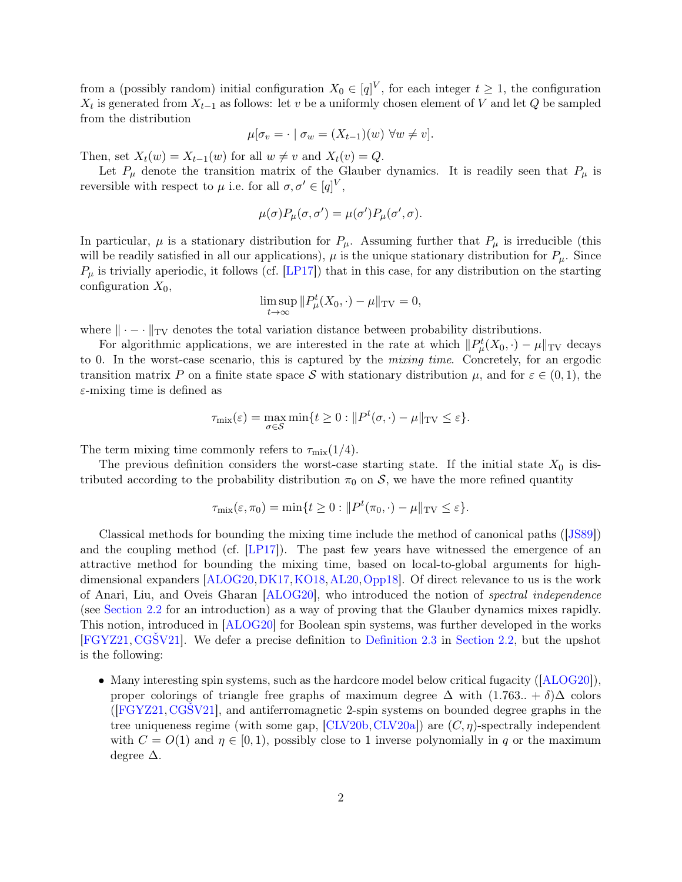from a (possibly random) initial configuration $X_0 \in [q]^V$, for each integer $t \geq 1$, the configuration $X_t$ is generated from $X_{t-1}$ as follows: let $v$ be a uniformly chosen element of $V$ and let $Q$ be sampled from the distribution

$$\mu[\sigma_v = \cdot \mid \sigma_w = (X_{t-1})(w)\ \forall w \neq v].$$

Then, set $X_t(w) = X_{t-1}(w)$ for all $w \neq v$ and $X_t(v) = Q$.

Let $P_\mu$ denote the transition matrix of the Glauber dynamics. It is readily seen that $P_\mu$ is reversible with respect to $\mu$ i.e. for all $\sigma, \sigma' \in [q]^V$,

$$\mu(\sigma) P_\mu(\sigma, \sigma') = \mu(\sigma') P_\mu(\sigma', \sigma).$$

In particular, $\mu$ is a stationary distribution for $P_\mu$. Assuming further that $P_\mu$ is irreducible (this will be readily satisfied in all our applications), $\mu$ is the unique stationary distribution for $P_\mu$. Since $P_\mu$ is trivially aperiodic, it follows (cf. [LP17]) that in this case, for any distribution on the starting configuration $X_0$,

$$\limsup_{t \to \infty} \|P_\mu^t(X_0, \cdot) - \mu\|_{\mathrm{TV}} = 0,$$

where $\| \cdot - \cdot \|_{\mathrm{TV}}$ denotes the total variation distance between probability distributions.

For algorithmic applications, we are interested in the rate at which $\|P_\mu^t(X_0, \cdot) - \mu\|_{\mathrm{TV}}$ decays to 0. In the worst-case scenario, this is captured by the *mixing time*. Concretely, for an ergodic transition matrix $P$ on a finite state space $\mathcal{S}$ with stationary distribution $\mu$, and for $\varepsilon \in (0,1)$, the $\varepsilon$-mixing time is defined as

$$\tau_{\mathrm{mix}}(\varepsilon) = \max_{\sigma \in \mathcal{S}} \min\{t \geq 0 : \|P^t(\sigma, \cdot) - \mu\|_{\mathrm{TV}} \leq \varepsilon\}.$$

The term mixing time commonly refers to $\tau_{\mathrm{mix}}(1/4)$.

The previous definition considers the worst-case starting state. If the initial state $X_0$ is distributed according to the probability distribution $\pi_0$ on $\mathcal{S}$, we have the more refined quantity

$$\tau_{\mathrm{mix}}(\varepsilon, \pi_0) = \min\{t \geq 0 : \|P^t(\pi_0, \cdot) - \mu\|_{\mathrm{TV}} \leq \varepsilon\}.$$

Classical methods for bounding the mixing time include the method of canonical paths ([JS89]) and the coupling method (cf. [LP17]). The past few years have witnessed the emergence of an attractive method for bounding the mixing time, based on local-to-global arguments for high-dimensional expanders [ALOG20, DK17, KO18, AL20, Opp18]. Of direct relevance to us is the work of Anari, Liu, and Oveis Gharan [ALOG20], who introduced the notion of *spectral independence* (see Section 2.2 for an introduction) as a way of proving that the Glauber dynamics mixes rapidly. This notion, introduced in [ALOG20] for Boolean spin systems, was further developed in the works [FGYZ21, CGŠV21]. We defer a precise definition to Definition 2.3 in Section 2.2, but the upshot is the following:

- Many interesting spin systems, such as the hardcore model below critical fugacity ([ALOG20]), proper colorings of triangle free graphs of maximum degree $\Delta$ with $(1.763.. + \delta)\Delta$ colors ([FGYZ21, CGŠV21], and antiferromagnetic 2-spin systems on bounded degree graphs in the tree uniqueness regime (with some gap, [CLV20b, CLV20a]) are $(C, \eta)$-spectrally independent with $C = O(1)$ and $\eta \in [0,1)$, possibly close to 1 inverse polynomially in $q$ or the maximum degree $\Delta$.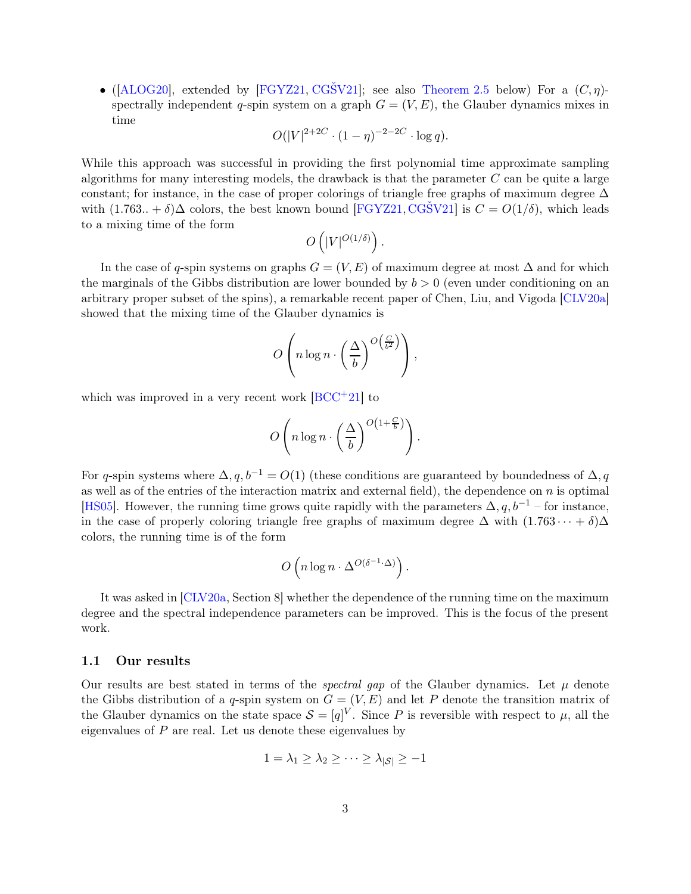- ([ALOG20], extended by [FGYZ21, CGŠV21]; see also Theorem 2.5 below) For a $(C, \eta)$-spectrally independent $q$-spin system on a graph $G = (V, E)$, the Glauber dynamics mixes in time

$$O(|V|^{2+2C} \cdot (1-\eta)^{-2-2C} \cdot \log q).$$

While this approach was successful in providing the first polynomial time approximate sampling algorithms for many interesting models, the drawback is that the parameter $C$ can be quite a large constant; for instance, in the case of proper colorings of triangle free graphs of maximum degree $\Delta$ with $(1.763.. + \delta)\Delta$ colors, the best known bound [FGYZ21, CGŠV21] is $C = O(1/\delta)$, which leads to a mixing time of the form

$$O\left(|V|^{O(1/\delta)}\right).$$

In the case of $q$-spin systems on graphs $G = (V, E)$ of maximum degree at most $\Delta$ and for which the marginals of the Gibbs distribution are lower bounded by $b > 0$ (even under conditioning on an arbitrary proper subset of the spins), a remarkable recent paper of Chen, Liu, and Vigoda [CLV20a] showed that the mixing time of the Glauber dynamics is

$$O\left(n \log n \cdot \left(\frac{\Delta}{b}\right)^{O\left(\frac{C}{b^2}\right)}\right),$$

which was improved in a very recent work [BCC+21] to

$$O\left(n \log n \cdot \left(\frac{\Delta}{b}\right)^{O\left(1+\frac{C}{b}\right)}\right).$$

For $q$-spin systems where $\Delta, q, b^{-1} = O(1)$ (these conditions are guaranteed by boundedness of $\Delta, q$ as well as of the entries of the interaction matrix and external field), the dependence on $n$ is optimal [HS05]. However, the running time grows quite rapidly with the parameters $\Delta, q, b^{-1}$ – for instance, in the case of properly coloring triangle free graphs of maximum degree $\Delta$ with $(1.763 \cdots + \delta)\Delta$ colors, the running time is of the form

$$O\left(n \log n \cdot \Delta^{O(\delta^{-1} \cdot \Delta)}\right).$$

It was asked in [CLV20a, Section 8] whether the dependence of the running time on the maximum degree and the spectral independence parameters can be improved. This is the focus of the present work.

### 1.1 Our results

Our results are best stated in terms of the *spectral gap* of the Glauber dynamics. Let $\mu$ denote the Gibbs distribution of a $q$-spin system on $G = (V, E)$ and let $P$ denote the transition matrix of the Glauber dynamics on the state space $\mathcal{S} = [q]^V$. Since $P$ is reversible with respect to $\mu$, all the eigenvalues of $P$ are real. Let us denote these eigenvalues by

$$1 = \lambda_1 \geq \lambda_2 \geq \cdots \geq \lambda_{|\mathcal{S}|} \geq -1$$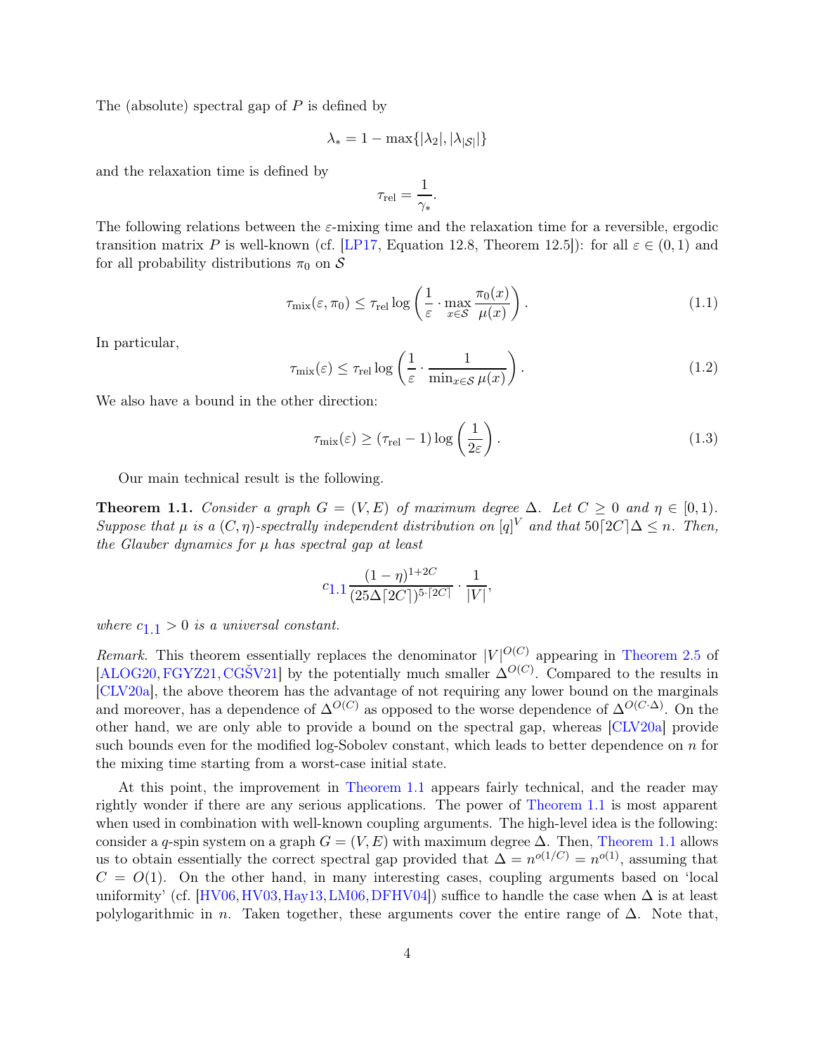The (absolute) spectral gap of $P$ is defined by

$$\lambda_* = 1 - \max\{|\lambda_2|, |\lambda_{|\mathcal{S}|}|\}$$

and the relaxation time is defined by

$$\tau_{\mathrm{rel}} = \frac{1}{\gamma_*}.$$

The following relations between the $\varepsilon$-mixing time and the relaxation time for a reversible, ergodic transition matrix $P$ is well-known (cf. [LP17, Equation 12.8, Theorem 12.5]): for all $\varepsilon \in (0,1)$ and for all probability distributions $\pi_0$ on $\mathcal{S}$

$$\tau_{\mathrm{mix}}(\varepsilon, \pi_0) \le \tau_{\mathrm{rel}} \log\left(\frac{1}{\varepsilon} \cdot \max_{x \in \mathcal{S}} \frac{\pi_0(x)}{\mu(x)}\right). \tag{1.1}$$

In particular,

$$\tau_{\mathrm{mix}}(\varepsilon) \le \tau_{\mathrm{rel}} \log\left(\frac{1}{\varepsilon} \cdot \frac{1}{\min_{x \in \mathcal{S}} \mu(x)}\right). \tag{1.2}$$

We also have a bound in the other direction:

$$\tau_{\mathrm{mix}}(\varepsilon) \ge (\tau_{\mathrm{rel}} - 1) \log\left(\frac{1}{2\varepsilon}\right). \tag{1.3}$$

Our main technical result is the following.

**Theorem 1.1.** *Consider a graph $G = (V, E)$ of maximum degree $\Delta$. Let $C \ge 0$ and $\eta \in [0, 1)$. Suppose that $\mu$ is a $(C, \eta)$-spectrally independent distribution on $[q]^V$ and that $50\lceil 2C \rceil \Delta \le n$. Then, the Glauber dynamics for $\mu$ has spectral gap at least*

$$c_{1.1} \frac{(1-\eta)^{1+2C}}{(25\Delta\lceil 2C \rceil)^{5 \cdot \lceil 2C \rceil}} \cdot \frac{1}{|V|},$$

*where $c_{1.1} > 0$ is a universal constant.*

*Remark.* This theorem essentially replaces the denominator $|V|^{O(C)}$ appearing in Theorem 2.5 of [ALOG20, FGYZ21, CGŠV21] by the potentially much smaller $\Delta^{O(C)}$. Compared to the results in [CLV20a], the above theorem has the advantage of not requiring any lower bound on the marginals and moreover, has a dependence of $\Delta^{O(C)}$ as opposed to the worse dependence of $\Delta^{O(C \cdot \Delta)}$. On the other hand, we are only able to provide a bound on the spectral gap, whereas [CLV20a] provide such bounds even for the modified log-Sobolev constant, which leads to better dependence on $n$ for the mixing time starting from a worst-case initial state.

At this point, the improvement in Theorem 1.1 appears fairly technical, and the reader may rightly wonder if there are any serious applications. The power of Theorem 1.1 is most apparent when used in combination with well-known coupling arguments. The high-level idea is the following: consider a $q$-spin system on a graph $G = (V, E)$ with maximum degree $\Delta$. Then, Theorem 1.1 allows us to obtain essentially the correct spectral gap provided that $\Delta = n^{o(1/C)} = n^{o(1)}$, assuming that $C = O(1)$. On the other hand, in many interesting cases, coupling arguments based on 'local uniformity' (cf. [HV06, HV03, Hay13, LM06, DFHV04]) suffice to handle the case when $\Delta$ is at least polylogarithmic in $n$. Taken together, these arguments cover the entire range of $\Delta$. Note that,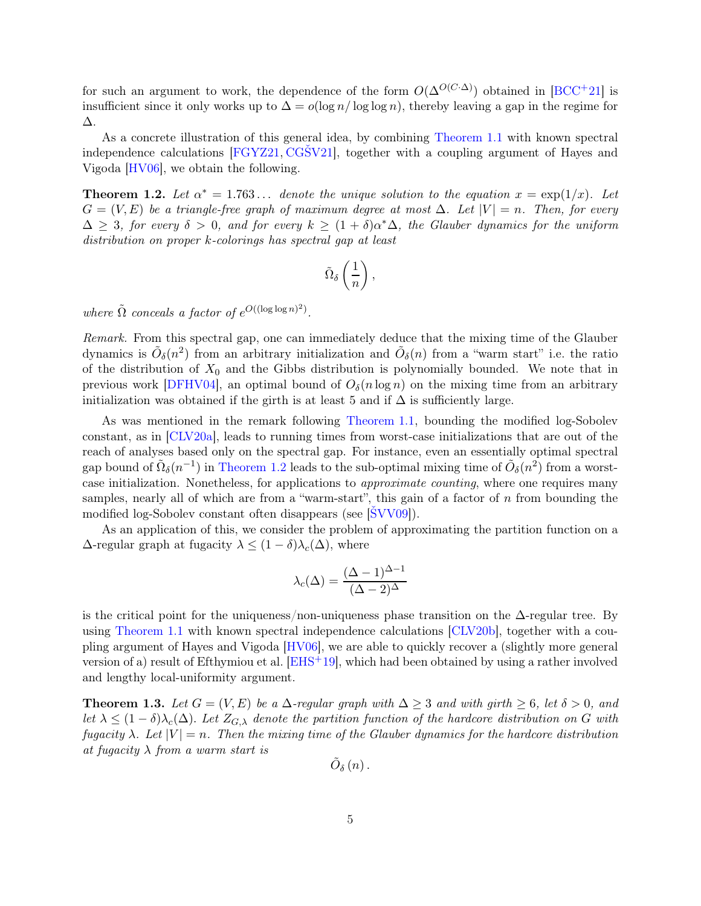for such an argument to work, the dependence of the form $O(\Delta^{O(C\cdot\Delta)})$ obtained in [BCC+21] is insufficient since it only works up to $\Delta = o(\log n/\log\log n)$, thereby leaving a gap in the regime for $\Delta$.

As a concrete illustration of this general idea, by combining Theorem 1.1 with known spectral independence calculations [FGYZ21, CGŠV21], together with a coupling argument of Hayes and Vigoda [HV06], we obtain the following.

**Theorem 1.2.** *Let $\alpha^* = 1.763\ldots$ denote the unique solution to the equation $x = \exp(1/x)$. Let $G = (V, E)$ be a triangle-free graph of maximum degree at most $\Delta$. Let $|V| = n$. Then, for every $\Delta \geq 3$, for every $\delta > 0$, and for every $k \geq (1+\delta)\alpha^*\Delta$, the Glauber dynamics for the uniform distribution on proper $k$-colorings has spectral gap at least*

$$\tilde{\Omega}_\delta\left(\frac{1}{n}\right),$$

*where $\tilde{\Omega}$ conceals a factor of $e^{O((\log\log n)^2)}$.*

*Remark.* From this spectral gap, one can immediately deduce that the mixing time of the Glauber dynamics is $\tilde{O}_\delta(n^2)$ from an arbitrary initialization and $\tilde{O}_\delta(n)$ from a "warm start" i.e. the ratio of the distribution of $X_0$ and the Gibbs distribution is polynomially bounded. We note that in previous work [DFHV04], an optimal bound of $O_\delta(n\log n)$ on the mixing time from an arbitrary initialization was obtained if the girth is at least 5 and if $\Delta$ is sufficiently large.

As was mentioned in the remark following Theorem 1.1, bounding the modified log-Sobolev constant, as in [CLV20a], leads to running times from worst-case initializations that are out of the reach of analyses based only on the spectral gap. For instance, even an essentially optimal spectral gap bound of $\tilde{\Omega}_\delta(n^{-1})$ in Theorem 1.2 leads to the sub-optimal mixing time of $\tilde{O}_\delta(n^2)$ from a worst-case initialization. Nonetheless, for applications to *approximate counting*, where one requires many samples, nearly all of which are from a "warm-start", this gain of a factor of $n$ from bounding the modified log-Sobolev constant often disappears (see [ŠVV09]).

As an application of this, we consider the problem of approximating the partition function on a $\Delta$-regular graph at fugacity $\lambda \leq (1-\delta)\lambda_c(\Delta)$, where

$$\lambda_c(\Delta) = \frac{(\Delta-1)^{\Delta-1}}{(\Delta-2)^{\Delta}}$$

is the critical point for the uniqueness/non-uniqueness phase transition on the $\Delta$-regular tree. By using Theorem 1.1 with known spectral independence calculations [CLV20b], together with a coupling argument of Hayes and Vigoda [HV06], we are able to quickly recover a (slightly more general version of a) result of Efthymiou et al. [EHS+19], which had been obtained by using a rather involved and lengthy local-uniformity argument.

**Theorem 1.3.** *Let $G = (V, E)$ be a $\Delta$-regular graph with $\Delta \geq 3$ and with girth $\geq 6$, let $\delta > 0$, and let $\lambda \leq (1-\delta)\lambda_c(\Delta)$. Let $Z_{G,\lambda}$ denote the partition function of the hardcore distribution on $G$ with fugacity $\lambda$. Let $|V| = n$. Then the mixing time of the Glauber dynamics for the hardcore distribution at fugacity $\lambda$ from a warm start is*

$$\tilde{O}_\delta(n).$$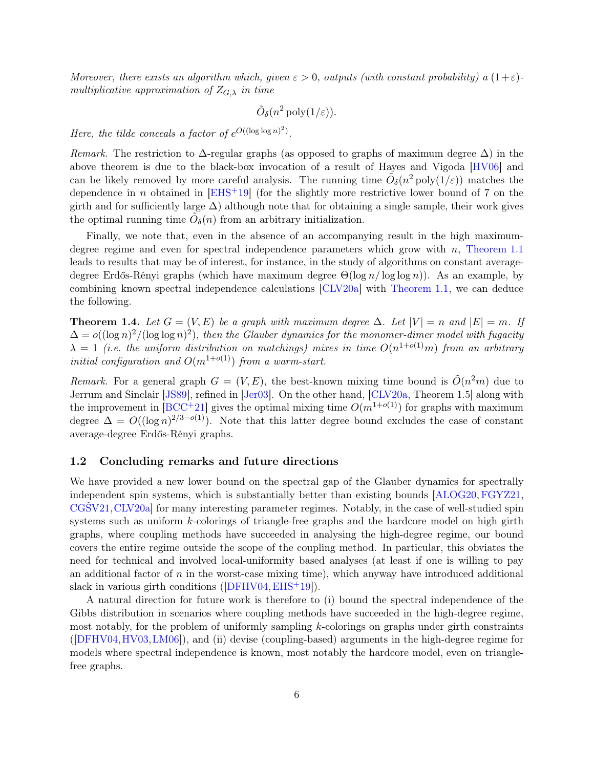*Moreover, there exists an algorithm which, given $\varepsilon > 0$, outputs (with constant probability) a $(1+\varepsilon)$-multiplicative approximation of $Z_{G,\lambda}$ in time*

$$\tilde{O}_\delta(n^2 \operatorname{poly}(1/\varepsilon)).$$

*Here, the tilde conceals a factor of $e^{O((\log\log n)^2)}$.*

*Remark.* The restriction to $\Delta$-regular graphs (as opposed to graphs of maximum degree $\Delta$) in the above theorem is due to the black-box invocation of a result of Hayes and Vigoda [HV06] and can be likely removed by more careful analysis. The running time $\tilde{O}_\delta(n^2 \operatorname{poly}(1/\varepsilon))$ matches the dependence in $n$ obtained in [EHS+19] (for the slightly more restrictive lower bound of 7 on the girth and for sufficiently large $\Delta$) although note that for obtaining a single sample, their work gives the optimal running time $\tilde{O}_\delta(n)$ from an arbitrary initialization.

Finally, we note that, even in the absence of an accompanying result in the high maximum-degree regime and even for spectral independence parameters which grow with $n$, Theorem 1.1 leads to results that may be of interest, for instance, in the study of algorithms on constant average-degree Erdős-Rényi graphs (which have maximum degree $\Theta(\log n/\log\log n)$). As an example, by combining known spectral independence calculations [CLV20a] with Theorem 1.1, we can deduce the following.

**Theorem 1.4.** *Let $G = (V,E)$ be a graph with maximum degree $\Delta$. Let $|V| = n$ and $|E| = m$. If $\Delta = o((\log n)^2/(\log\log n)^2)$, then the Glauber dynamics for the monomer-dimer model with fugacity $\lambda = 1$ (i.e. the uniform distribution on matchings) mixes in time $O(n^{1+o(1)}m)$ from an arbitrary initial configuration and $O(m^{1+o(1)})$ from a warm-start.*

*Remark.* For a general graph $G = (V,E)$, the best-known mixing time bound is $\tilde{O}(n^2 m)$ due to Jerrum and Sinclair [JS89], refined in [Jer03]. On the other hand, [CLV20a, Theorem 1.5] along with the improvement in [BCC+21] gives the optimal mixing time $O(m^{1+o(1)})$ for graphs with maximum degree $\Delta = O((\log n)^{2/3-o(1)})$. Note that this latter degree bound excludes the case of constant average-degree Erdős-Rényi graphs.

### 1.2 Concluding remarks and future directions

We have provided a new lower bound on the spectral gap of the Glauber dynamics for spectrally independent spin systems, which is substantially better than existing bounds [ALOG20, FGYZ21, CGŠV21, CLV20a] for many interesting parameter regimes. Notably, in the case of well-studied spin systems such as uniform $k$-colorings of triangle-free graphs and the hardcore model on high girth graphs, where coupling methods have succeeded in analysing the high-degree regime, our bound covers the entire regime outside the scope of the coupling method. In particular, this obviates the need for technical and involved local-uniformity based analyses (at least if one is willing to pay an additional factor of $n$ in the worst-case mixing time), which anyway have introduced additional slack in various girth conditions ([DFHV04, EHS+19]).

A natural direction for future work is therefore to (i) bound the spectral independence of the Gibbs distribution in scenarios where coupling methods have succeeded in the high-degree regime, most notably, for the problem of uniformly sampling $k$-colorings on graphs under girth constraints ([DFHV04, HV03, LM06]), and (ii) devise (coupling-based) arguments in the high-degree regime for models where spectral independence is known, most notably the hardcore model, even on triangle-free graphs.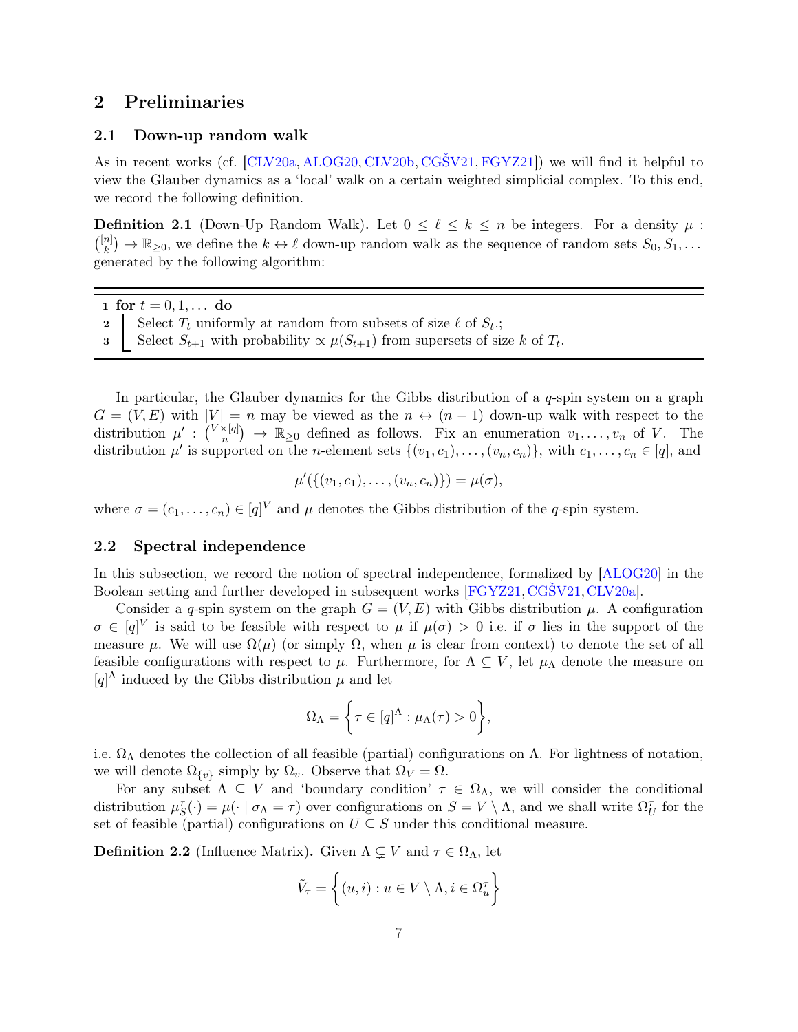# 2 Preliminaries

## 2.1 Down-up random walk

As in recent works (cf. [CLV20a, ALOG20, CLV20b, CGŠV21, FGYZ21]) we will find it helpful to view the Glauber dynamics as a 'local' walk on a certain weighted simplicial complex. To this end, we record the following definition.

**Definition 2.1** (Down-Up Random Walk)**.** Let $0 \leq \ell \leq k \leq n$ be integers. For a density $\mu : \binom{[n]}{k} \to \mathbb{R}_{\geq 0}$, we define the $k \leftrightarrow \ell$ down-up random walk as the sequence of random sets $S_0, S_1, \ldots$ generated by the following algorithm:

```
1 for t = 0, 1, ... do
2     Select T_t uniformly at random from subsets of size ℓ of S_t.;
3     Select S_{t+1} with probability ∝ μ(S_{t+1}) from supersets of size k of T_t.
```

In particular, the Glauber dynamics for the Gibbs distribution of a $q$-spin system on a graph $G = (V, E)$ with $|V| = n$ may be viewed as the $n \leftrightarrow (n-1)$ down-up walk with respect to the distribution $\mu' : \binom{V \times [q]}{n} \to \mathbb{R}_{\geq 0}$ defined as follows. Fix an enumeration $v_1, \ldots, v_n$ of $V$. The distribution $\mu'$ is supported on the $n$-element sets $\{(v_1, c_1), \ldots, (v_n, c_n)\}$, with $c_1, \ldots, c_n \in [q]$, and

$$\mu'(\{(v_1, c_1), \ldots, (v_n, c_n)\}) = \mu(\sigma),$$

where $\sigma = (c_1, \ldots, c_n) \in [q]^V$ and $\mu$ denotes the Gibbs distribution of the $q$-spin system.

## 2.2 Spectral independence

In this subsection, we record the notion of spectral independence, formalized by [ALOG20] in the Boolean setting and further developed in subsequent works [FGYZ21, CGŠV21, CLV20a].

Consider a $q$-spin system on the graph $G = (V, E)$ with Gibbs distribution $\mu$. A configuration $\sigma \in [q]^V$ is said to be feasible with respect to $\mu$ if $\mu(\sigma) > 0$ i.e. if $\sigma$ lies in the support of the measure $\mu$. We will use $\Omega(\mu)$ (or simply $\Omega$, when $\mu$ is clear from context) to denote the set of all feasible configurations with respect to $\mu$. Furthermore, for $\Lambda \subseteq V$, let $\mu_\Lambda$ denote the measure on $[q]^\Lambda$ induced by the Gibbs distribution $\mu$ and let

$$\Omega_\Lambda = \left\{ \tau \in [q]^\Lambda : \mu_\Lambda(\tau) > 0 \right\},$$

i.e. $\Omega_\Lambda$ denotes the collection of all feasible (partial) configurations on $\Lambda$. For lightness of notation, we will denote $\Omega_{\{v\}}$ simply by $\Omega_v$. Observe that $\Omega_V = \Omega$.

For any subset $\Lambda \subseteq V$ and 'boundary condition' $\tau \in \Omega_\Lambda$, we will consider the conditional distribution $\mu_S^\tau(\cdot) = \mu(\cdot \mid \sigma_\Lambda = \tau)$ over configurations on $S = V \setminus \Lambda$, and we shall write $\Omega_U^\tau$ for the set of feasible (partial) configurations on $U \subseteq S$ under this conditional measure.

**Definition 2.2** (Influence Matrix)**.** Given $\Lambda \subsetneq V$ and $\tau \in \Omega_\Lambda$, let

$$\tilde{V}_\tau = \left\{ (u, i) : u \in V \setminus \Lambda, i \in \Omega_u^\tau \right\}$$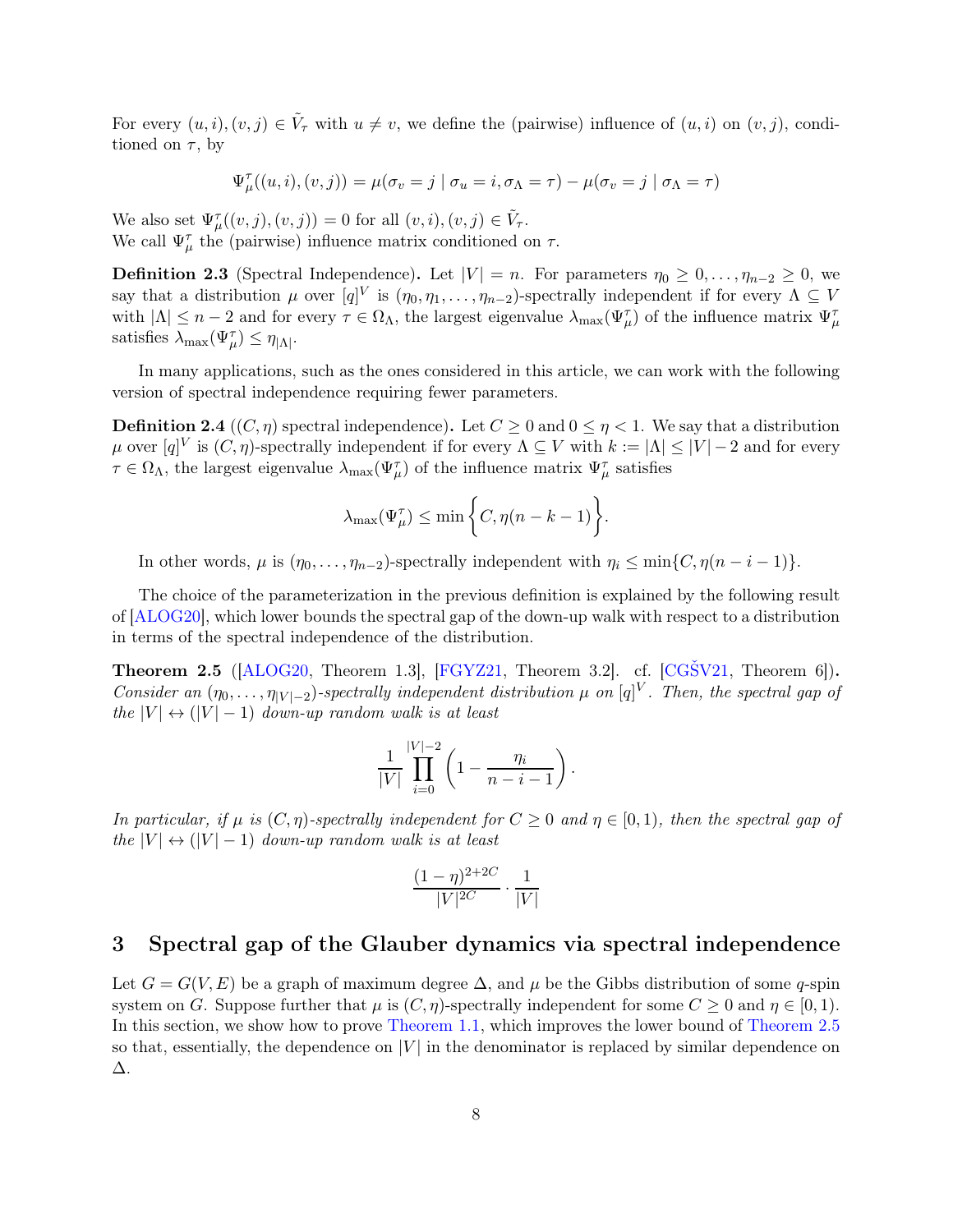For every $(u,i),(v,j) \in \tilde{V}_\tau$ with $u \neq v$, we define the (pairwise) influence of $(u,i)$ on $(v,j)$, conditioned on $\tau$, by

$$\Psi_\mu^\tau((u,i),(v,j)) = \mu(\sigma_v = j \mid \sigma_u = i, \sigma_\Lambda = \tau) - \mu(\sigma_v = j \mid \sigma_\Lambda = \tau)$$

We also set $\Psi_\mu^\tau((v,j),(v,j)) = 0$ for all $(v,i),(v,j) \in \tilde{V}_\tau$.
We call $\Psi_\mu^\tau$ the (pairwise) influence matrix conditioned on $\tau$.

**Definition 2.3** (Spectral Independence)**.** Let $|V| = n$. For parameters $\eta_0 \geq 0, \ldots, \eta_{n-2} \geq 0$, we say that a distribution $\mu$ over $[q]^V$ is $(\eta_0, \eta_1, \ldots, \eta_{n-2})$-spectrally independent if for every $\Lambda \subseteq V$ with $|\Lambda| \leq n-2$ and for every $\tau \in \Omega_\Lambda$, the largest eigenvalue $\lambda_{\max}(\Psi_\mu^\tau)$ of the influence matrix $\Psi_\mu^\tau$ satisfies $\lambda_{\max}(\Psi_\mu^\tau) \leq \eta_{|\Lambda|}$.

In many applications, such as the ones considered in this article, we can work with the following version of spectral independence requiring fewer parameters.

**Definition 2.4** ($(C,\eta)$ spectral independence)**.** Let $C \geq 0$ and $0 \leq \eta < 1$. We say that a distribution $\mu$ over $[q]^V$ is $(C,\eta)$-spectrally independent if for every $\Lambda \subseteq V$ with $k := |\Lambda| \leq |V| - 2$ and for every $\tau \in \Omega_\Lambda$, the largest eigenvalue $\lambda_{\max}(\Psi_\mu^\tau)$ of the influence matrix $\Psi_\mu^\tau$ satisfies

$$\lambda_{\max}(\Psi_\mu^\tau) \leq \min\left\{C, \eta(n-k-1)\right\}.$$

In other words, $\mu$ is $(\eta_0, \ldots, \eta_{n-2})$-spectrally independent with $\eta_i \leq \min\{C, \eta(n-i-1)\}$.

The choice of the parameterization in the previous definition is explained by the following result of [ALOG20], which lower bounds the spectral gap of the down-up walk with respect to a distribution in terms of the spectral independence of the distribution.

**Theorem 2.5** ([ALOG20, Theorem 1.3], [FGYZ21, Theorem 3.2]. cf. [CGŠV21, Theorem 6])**.** *Consider an $(\eta_0, \ldots, \eta_{|V|-2})$-spectrally independent distribution $\mu$ on $[q]^V$. Then, the spectral gap of the $|V| \leftrightarrow (|V|-1)$ down-up random walk is at least*

$$\frac{1}{|V|} \prod_{i=0}^{|V|-2} \left(1 - \frac{\eta_i}{n-i-1}\right).$$

*In particular, if $\mu$ is $(C,\eta)$-spectrally independent for $C \geq 0$ and $\eta \in [0,1)$, then the spectral gap of the $|V| \leftrightarrow (|V|-1)$ down-up random walk is at least*

$$\frac{(1-\eta)^{2+2C}}{|V|^{2C}} \cdot \frac{1}{|V|}$$

# 3 Spectral gap of the Glauber dynamics via spectral independence

Let $G = G(V,E)$ be a graph of maximum degree $\Delta$, and $\mu$ be the Gibbs distribution of some $q$-spin system on $G$. Suppose further that $\mu$ is $(C,\eta)$-spectrally independent for some $C \geq 0$ and $\eta \in [0,1)$. In this section, we show how to prove Theorem 1.1, which improves the lower bound of Theorem 2.5 so that, essentially, the dependence on $|V|$ in the denominator is replaced by similar dependence on $\Delta$.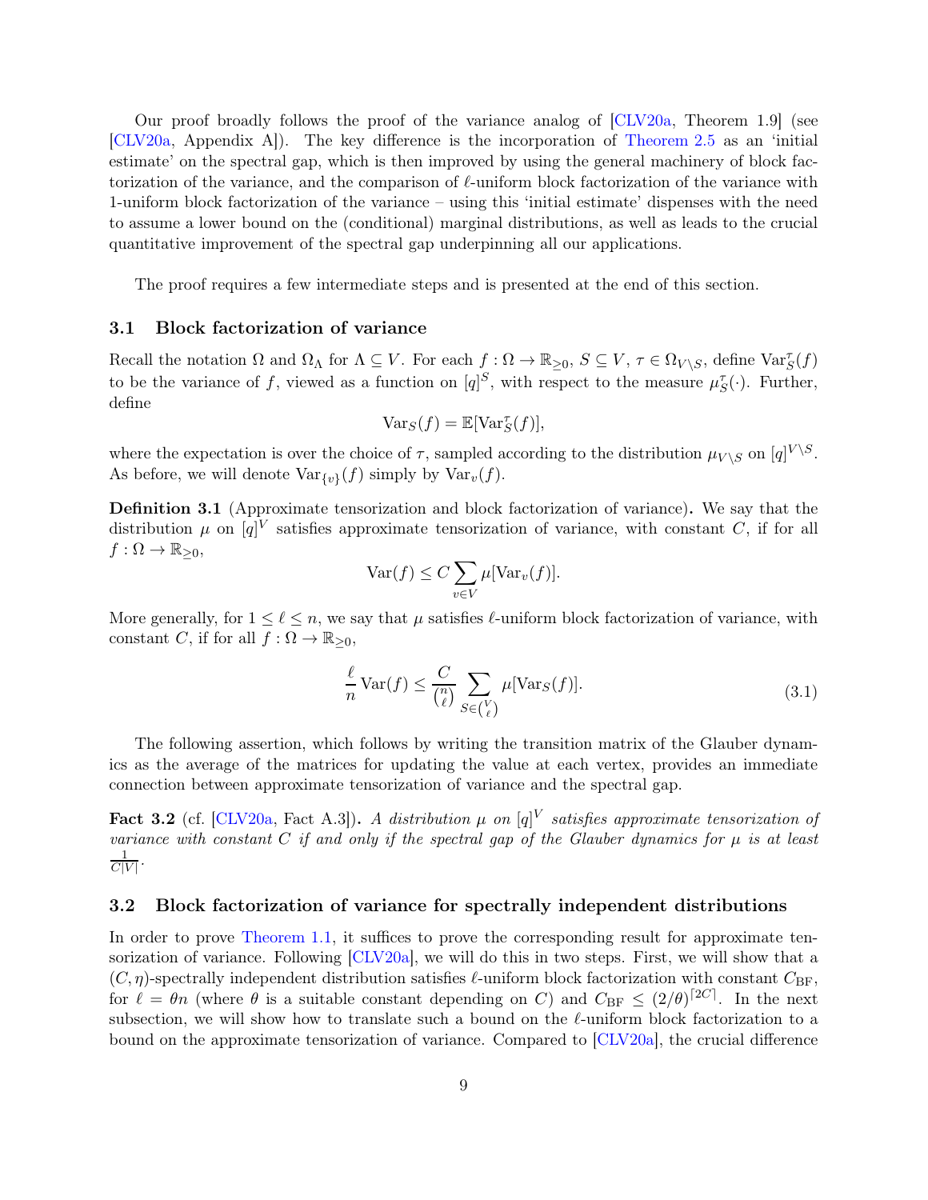Our proof broadly follows the proof of the variance analog of [CLV20a, Theorem 1.9] (see [CLV20a, Appendix A]). The key difference is the incorporation of Theorem 2.5 as an 'initial estimate' on the spectral gap, which is then improved by using the general machinery of block factorization of the variance, and the comparison of $\ell$-uniform block factorization of the variance with 1-uniform block factorization of the variance – using this 'initial estimate' dispenses with the need to assume a lower bound on the (conditional) marginal distributions, as well as leads to the crucial quantitative improvement of the spectral gap underpinning all our applications.

The proof requires a few intermediate steps and is presented at the end of this section.

### 3.1 Block factorization of variance

Recall the notation $\Omega$ and $\Omega_\Lambda$ for $\Lambda \subseteq V$. For each $f : \Omega \to \mathbb{R}_{\geq 0}$, $S \subseteq V$, $\tau \in \Omega_{V \setminus S}$, define $\mathrm{Var}_S^\tau(f)$ to be the variance of $f$, viewed as a function on $[q]^S$, with respect to the measure $\mu_S^\tau(\cdot)$. Further, define

$$\mathrm{Var}_S(f) = \mathbb{E}[\mathrm{Var}_S^\tau(f)],$$

where the expectation is over the choice of $\tau$, sampled according to the distribution $\mu_{V\setminus S}$ on $[q]^{V\setminus S}$. As before, we will denote $\mathrm{Var}_{\{v\}}(f)$ simply by $\mathrm{Var}_v(f)$.

**Definition 3.1** (Approximate tensorization and block factorization of variance)**.** We say that the distribution $\mu$ on $[q]^V$ satisfies approximate tensorization of variance, with constant $C$, if for all $f : \Omega \to \mathbb{R}_{\geq 0}$,

$$\mathrm{Var}(f) \leq C \sum_{v \in V} \mu[\mathrm{Var}_v(f)].$$

More generally, for $1 \leq \ell \leq n$, we say that $\mu$ satisfies $\ell$-uniform block factorization of variance, with constant $C$, if for all $f : \Omega \to \mathbb{R}_{\geq 0}$,

$$\frac{\ell}{n} \mathrm{Var}(f) \leq \frac{C}{\binom{n}{\ell}} \sum_{S \in \binom{V}{\ell}} \mu[\mathrm{Var}_S(f)]. \tag{3.1}$$

The following assertion, which follows by writing the transition matrix of the Glauber dynamics as the average of the matrices for updating the value at each vertex, provides an immediate connection between approximate tensorization of variance and the spectral gap.

**Fact 3.2** (cf. [CLV20a, Fact A.3])**.** *A distribution $\mu$ on $[q]^V$ satisfies approximate tensorization of variance with constant $C$ if and only if the spectral gap of the Glauber dynamics for $\mu$ is at least $\frac{1}{C|V|}$.*

### 3.2 Block factorization of variance for spectrally independent distributions

In order to prove Theorem 1.1, it suffices to prove the corresponding result for approximate tensorization of variance. Following [CLV20a], we will do this in two steps. First, we will show that a $(C, \eta)$-spectrally independent distribution satisfies $\ell$-uniform block factorization with constant $C_{\mathrm{BF}}$, for $\ell = \theta n$ (where $\theta$ is a suitable constant depending on $C$) and $C_{\mathrm{BF}} \leq (2/\theta)^{\lceil 2C \rceil}$. In the next subsection, we will show how to translate such a bound on the $\ell$-uniform block factorization to a bound on the approximate tensorization of variance. Compared to [CLV20a], the crucial difference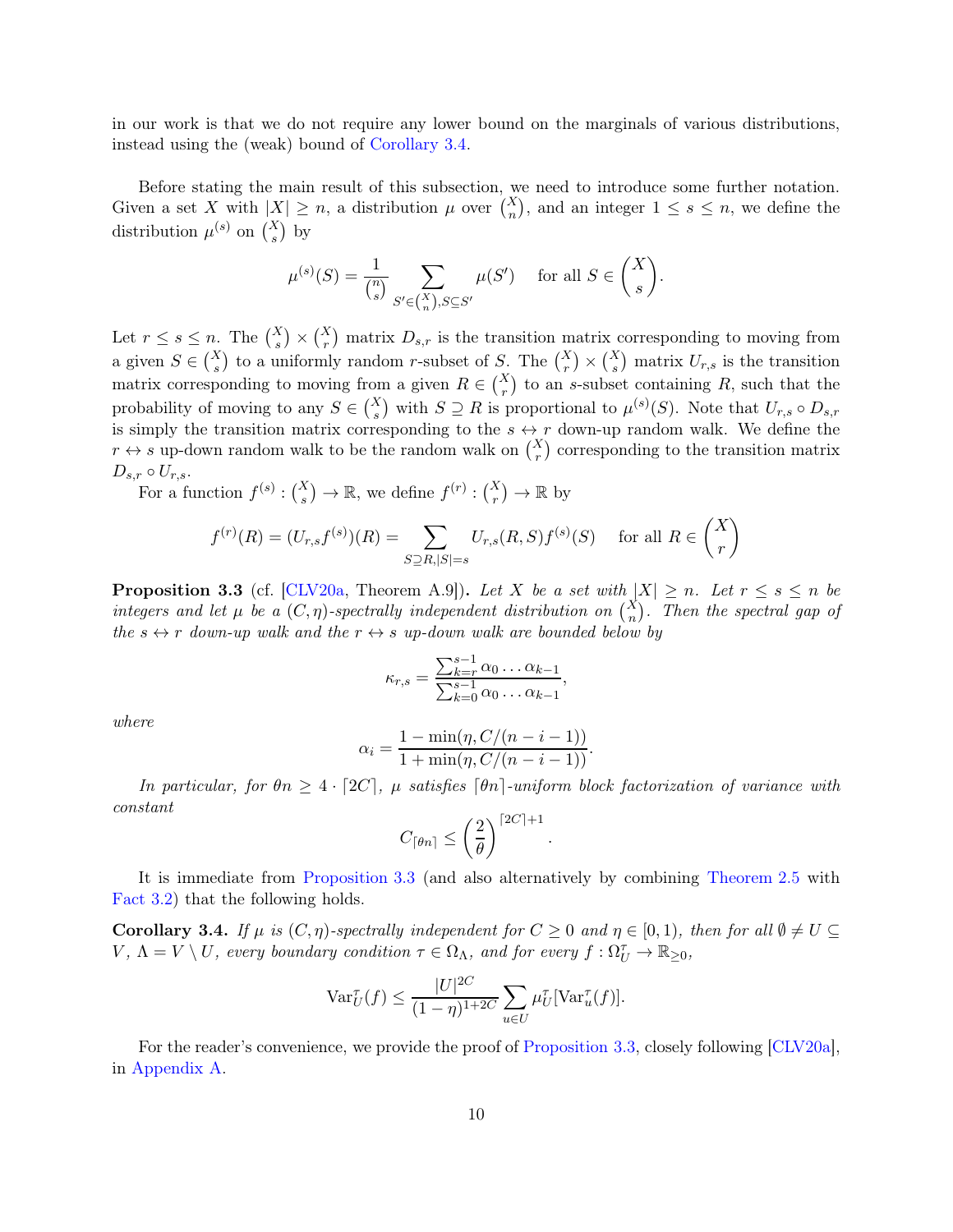in our work is that we do not require any lower bound on the marginals of various distributions, instead using the (weak) bound of Corollary 3.4.

Before stating the main result of this subsection, we need to introduce some further notation. Given a set $X$ with $|X| \geq n$, a distribution $\mu$ over $\binom{X}{n}$, and an integer $1 \leq s \leq n$, we define the distribution $\mu^{(s)}$ on $\binom{X}{s}$ by

$$\mu^{(s)}(S) = \frac{1}{\binom{n}{s}} \sum_{S' \in \binom{X}{n}, S \subseteq S'} \mu(S') \quad \text{for all } S \in \binom{X}{s}.$$

Let $r \leq s \leq n$. The $\binom{X}{s} \times \binom{X}{r}$ matrix $D_{s,r}$ is the transition matrix corresponding to moving from a given $S \in \binom{X}{s}$ to a uniformly random $r$-subset of $S$. The $\binom{X}{r} \times \binom{X}{s}$ matrix $U_{r,s}$ is the transition matrix corresponding to moving from a given $R \in \binom{X}{r}$ to an $s$-subset containing $R$, such that the probability of moving to any $S \in \binom{X}{s}$ with $S \supseteq R$ is proportional to $\mu^{(s)}(S)$. Note that $U_{r,s} \circ D_{s,r}$ is simply the transition matrix corresponding to the $s \leftrightarrow r$ down-up random walk. We define the $r \leftrightarrow s$ up-down random walk to be the random walk on $\binom{X}{r}$ corresponding to the transition matrix $D_{s,r} \circ U_{r,s}$.

For a function $f^{(s)} : \binom{X}{s} \to \mathbb{R}$, we define $f^{(r)} : \binom{X}{r} \to \mathbb{R}$ by

$$f^{(r)}(R) = (U_{r,s} f^{(s)})(R) = \sum_{S \supseteq R, |S|=s} U_{r,s}(R, S) f^{(s)}(S) \quad \text{for all } R \in \binom{X}{r}$$

**Proposition 3.3** (cf. [CLV20a, Theorem A.9]). *Let $X$ be a set with $|X| \geq n$. Let $r \leq s \leq n$ be integers and let $\mu$ be a $(C, \eta)$-spectrally independent distribution on $\binom{X}{n}$. Then the spectral gap of the $s \leftrightarrow r$ down-up walk and the $r \leftrightarrow s$ up-down walk are bounded below by*

$$\kappa_{r,s} = \frac{\sum_{k=r}^{s-1} \alpha_0 \dots \alpha_{k-1}}{\sum_{k=0}^{s-1} \alpha_0 \dots \alpha_{k-1}},$$

*where*

$$\alpha_i = \frac{1 - \min(\eta, C/(n-i-1))}{1 + \min(\eta, C/(n-i-1))}.$$

*In particular, for $\theta n \geq 4 \cdot \lceil 2C \rceil$, $\mu$ satisfies $\lceil \theta n \rceil$-uniform block factorization of variance with constant*

$$C_{\lceil \theta n \rceil} \leq \left(\frac{2}{\theta}\right)^{\lceil 2C \rceil + 1}.$$

It is immediate from Proposition 3.3 (and also alternatively by combining Theorem 2.5 with Fact 3.2) that the following holds.

**Corollary 3.4.** *If $\mu$ is $(C, \eta)$-spectrally independent for $C \geq 0$ and $\eta \in [0, 1)$, then for all $\emptyset \neq U \subseteq V$, $\Lambda = V \setminus U$, every boundary condition $\tau \in \Omega_\Lambda$, and for every $f : \Omega_U^\tau \to \mathbb{R}_{\geq 0}$,*

$$\mathrm{Var}_U^\tau(f) \leq \frac{|U|^{2C}}{(1-\eta)^{1+2C}} \sum_{u \in U} \mu_U^\tau[\mathrm{Var}_u^\tau(f)].$$

For the reader's convenience, we provide the proof of Proposition 3.3, closely following [CLV20a], in Appendix A.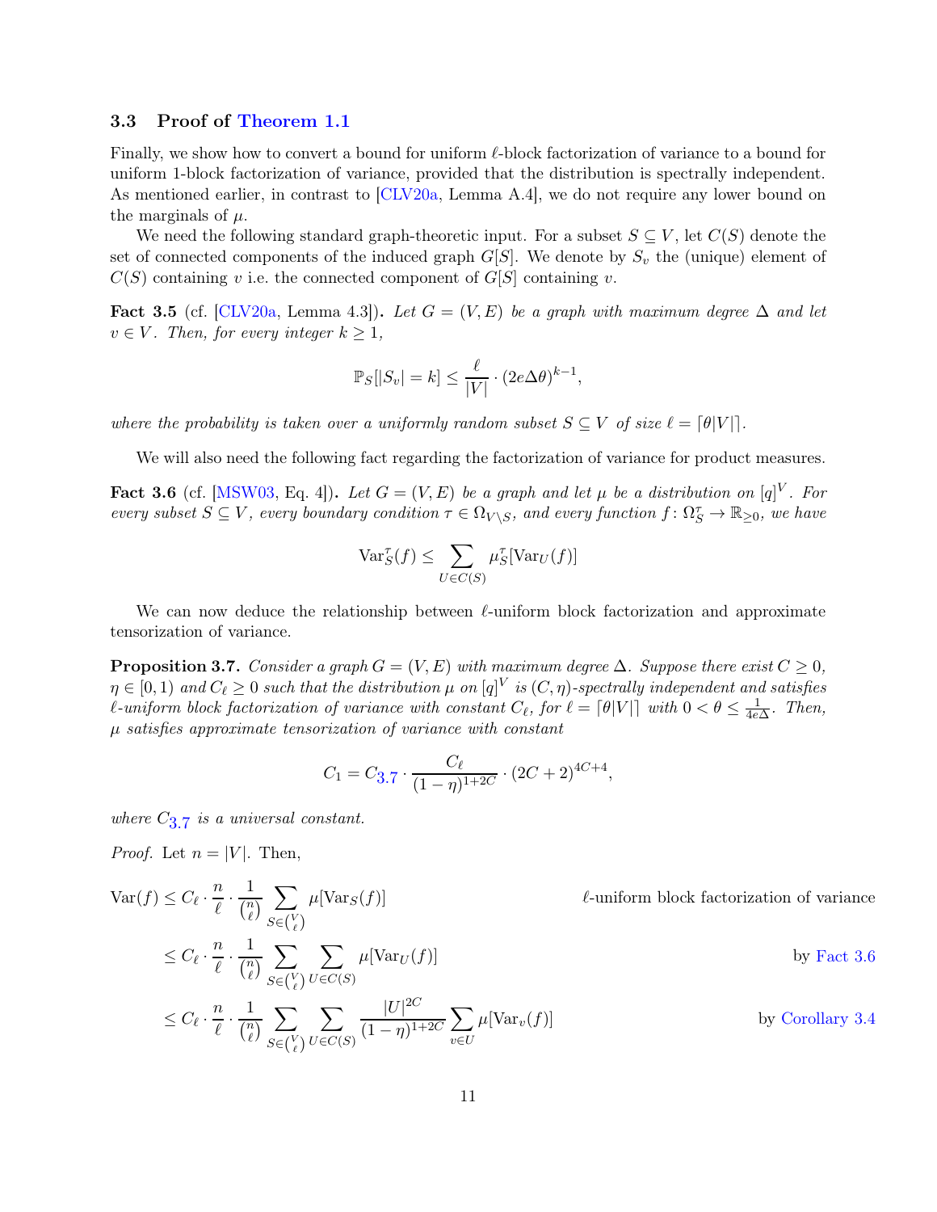### 3.3 Proof of Theorem 1.1

Finally, we show how to convert a bound for uniform $\ell$-block factorization of variance to a bound for uniform 1-block factorization of variance, provided that the distribution is spectrally independent. As mentioned earlier, in contrast to [CLV20a, Lemma A.4], we do not require any lower bound on the marginals of $\mu$.

We need the following standard graph-theoretic input. For a subset $S \subseteq V$, let $C(S)$ denote the set of connected components of the induced graph $G[S]$. We denote by $S_v$ the (unique) element of $C(S)$ containing $v$ i.e. the connected component of $G[S]$ containing $v$.

**Fact 3.5** (cf. [CLV20a, Lemma 4.3])**.** *Let $G = (V, E)$ be a graph with maximum degree $\Delta$ and let $v \in V$. Then, for every integer $k \geq 1$,*

$$\mathbb{P}_S[|S_v| = k] \leq \frac{\ell}{|V|} \cdot (2e\Delta\theta)^{k-1},$$

*where the probability is taken over a uniformly random subset $S \subseteq V$ of size $\ell = \lceil \theta |V| \rceil$.*

We will also need the following fact regarding the factorization of variance for product measures.

**Fact 3.6** (cf. [MSW03, Eq. 4])**.** *Let $G = (V, E)$ be a graph and let $\mu$ be a distribution on $[q]^V$. For every subset $S \subseteq V$, every boundary condition $\tau \in \Omega_{V \setminus S}$, and every function $f \colon \Omega_S^\tau \to \mathbb{R}_{\geq 0}$, we have*

$$\mathrm{Var}_S^\tau(f) \leq \sum_{U \in C(S)} \mu_S^\tau[\mathrm{Var}_U(f)]$$

We can now deduce the relationship between $\ell$-uniform block factorization and approximate tensorization of variance.

**Proposition 3.7.** *Consider a graph $G = (V, E)$ with maximum degree $\Delta$. Suppose there exist $C \geq 0$, $\eta \in [0, 1)$ and $C_\ell \geq 0$ such that the distribution $\mu$ on $[q]^V$ is $(C, \eta)$-spectrally independent and satisfies $\ell$-uniform block factorization of variance with constant $C_\ell$, for $\ell = \lceil \theta |V| \rceil$ with $0 < \theta \leq \frac{1}{4e\Delta}$. Then, $\mu$ satisfies approximate tensorization of variance with constant*

$$C_1 = C_{3.7} \cdot \frac{C_\ell}{(1-\eta)^{1+2C}} \cdot (2C+2)^{4C+4},$$

*where $C_{3.7}$ is a universal constant.*

*Proof.* Let $n = |V|$. Then,

$$\begin{aligned}
\mathrm{Var}(f) &\leq C_\ell \cdot \frac{n}{\ell} \cdot \frac{1}{\binom{n}{\ell}} \sum_{S \in \binom{V}{\ell}} \mu[\mathrm{Var}_S(f)] && \ell\text{-uniform block factorization of variance} \\
&\leq C_\ell \cdot \frac{n}{\ell} \cdot \frac{1}{\binom{n}{\ell}} \sum_{S \in \binom{V}{\ell}} \sum_{U \in C(S)} \mu[\mathrm{Var}_U(f)] && \text{by Fact 3.6} \\
&\leq C_\ell \cdot \frac{n}{\ell} \cdot \frac{1}{\binom{n}{\ell}} \sum_{S \in \binom{V}{\ell}} \sum_{U \in C(S)} \frac{|U|^{2C}}{(1-\eta)^{1+2C}} \sum_{v \in U} \mu[\mathrm{Var}_v(f)] && \text{by Corollary 3.4}
\end{aligned}$$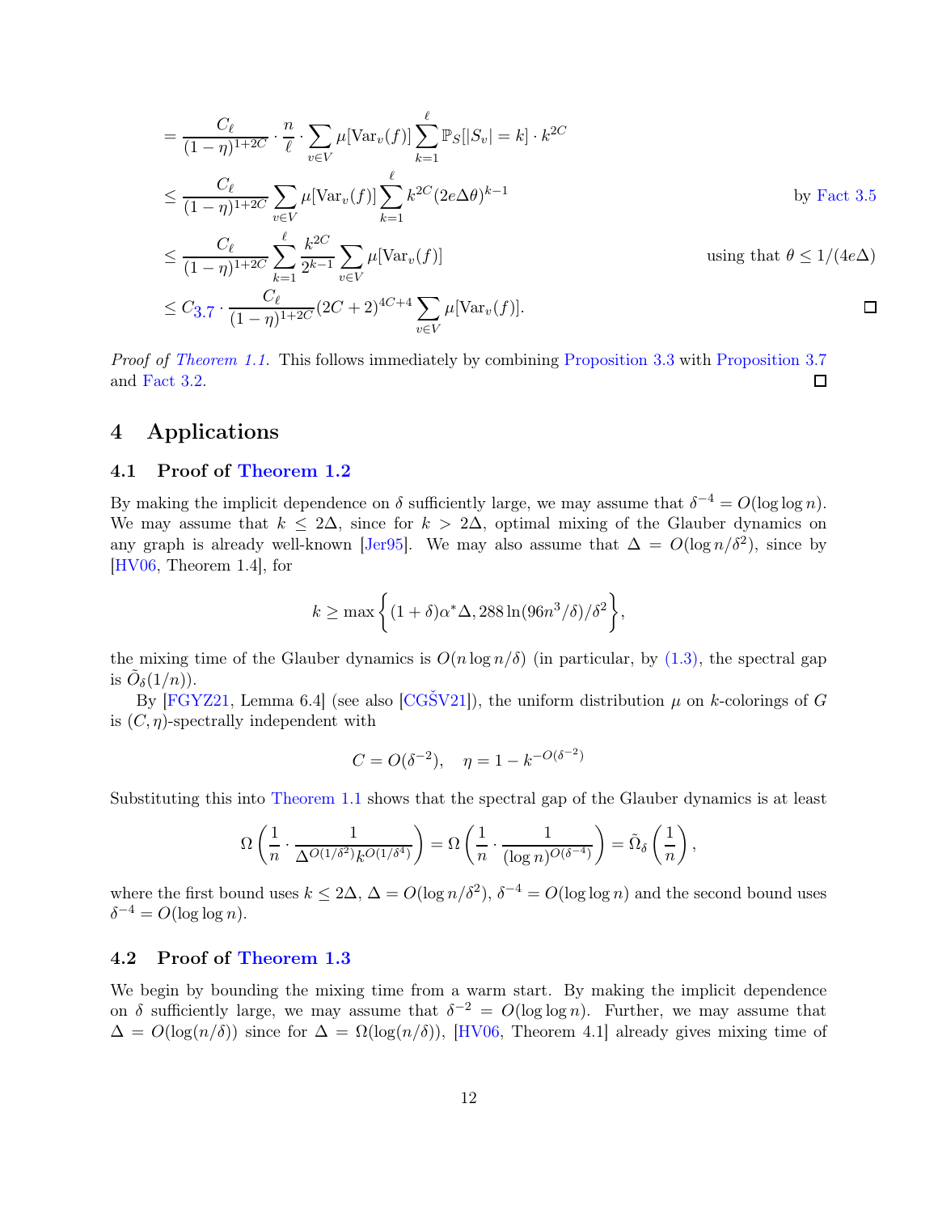$$
\begin{aligned}
&= \frac{C_\ell}{(1-\eta)^{1+2C}} \cdot \frac{n}{\ell} \cdot \sum_{v \in V} \mu[\mathrm{Var}_v(f)] \sum_{k=1}^{\ell} \mathbb{P}_S[|S_v| = k] \cdot k^{2C} \\
&\leq \frac{C_\ell}{(1-\eta)^{1+2C}} \sum_{v \in V} \mu[\mathrm{Var}_v(f)] \sum_{k=1}^{\ell} k^{2C} (2e\Delta\theta)^{k-1} && \text{by Fact 3.5} \\
&\leq \frac{C_\ell}{(1-\eta)^{1+2C}} \sum_{k=1}^{\ell} \frac{k^{2C}}{2^{k-1}} \sum_{v \in V} \mu[\mathrm{Var}_v(f)] && \text{using that } \theta \leq 1/(4e\Delta) \\
&\leq C_{3.7} \cdot \frac{C_\ell}{(1-\eta)^{1+2C}} (2C+2)^{4C+4} \sum_{v \in V} \mu[\mathrm{Var}_v(f)]. && \square
\end{aligned}
$$

*Proof of Theorem 1.1.* This follows immediately by combining Proposition 3.3 with Proposition 3.7 and Fact 3.2. $\square$

# 4 Applications

## 4.1 Proof of Theorem 1.2

By making the implicit dependence on $\delta$ sufficiently large, we may assume that $\delta^{-4} = O(\log \log n)$. We may assume that $k \leq 2\Delta$, since for $k > 2\Delta$, optimal mixing of the Glauber dynamics on any graph is already well-known [Jer95]. We may also assume that $\Delta = O(\log n/\delta^2)$, since by [HV06, Theorem 1.4], for

$$
k \geq \max\left\{(1+\delta)\alpha^*\Delta, 288\ln(96n^3/\delta)/\delta^2\right\},
$$

the mixing time of the Glauber dynamics is $O(n \log n/\delta)$ (in particular, by (1.3), the spectral gap is $\tilde{O}_\delta(1/n)$).

By [FGYZ21, Lemma 6.4] (see also [CGŠV21]), the uniform distribution $\mu$ on $k$-colorings of $G$ is $(C, \eta)$-spectrally independent with

$$
C = O(\delta^{-2}), \quad \eta = 1 - k^{-O(\delta^{-2})}
$$

Substituting this into Theorem 1.1 shows that the spectral gap of the Glauber dynamics is at least

$$
\Omega\left(\frac{1}{n} \cdot \frac{1}{\Delta^{O(1/\delta^2)} k^{O(1/\delta^4)}}\right) = \Omega\left(\frac{1}{n} \cdot \frac{1}{(\log n)^{O(\delta^{-4})}}\right) = \tilde{\Omega}_\delta\left(\frac{1}{n}\right),
$$

where the first bound uses $k \leq 2\Delta$, $\Delta = O(\log n/\delta^2)$, $\delta^{-4} = O(\log \log n)$ and the second bound uses $\delta^{-4} = O(\log \log n)$.

## 4.2 Proof of Theorem 1.3

We begin by bounding the mixing time from a warm start. By making the implicit dependence on $\delta$ sufficiently large, we may assume that $\delta^{-2} = O(\log \log n)$. Further, we may assume that $\Delta = O(\log(n/\delta))$ since for $\Delta = \Omega(\log(n/\delta))$, [HV06, Theorem 4.1] already gives mixing time of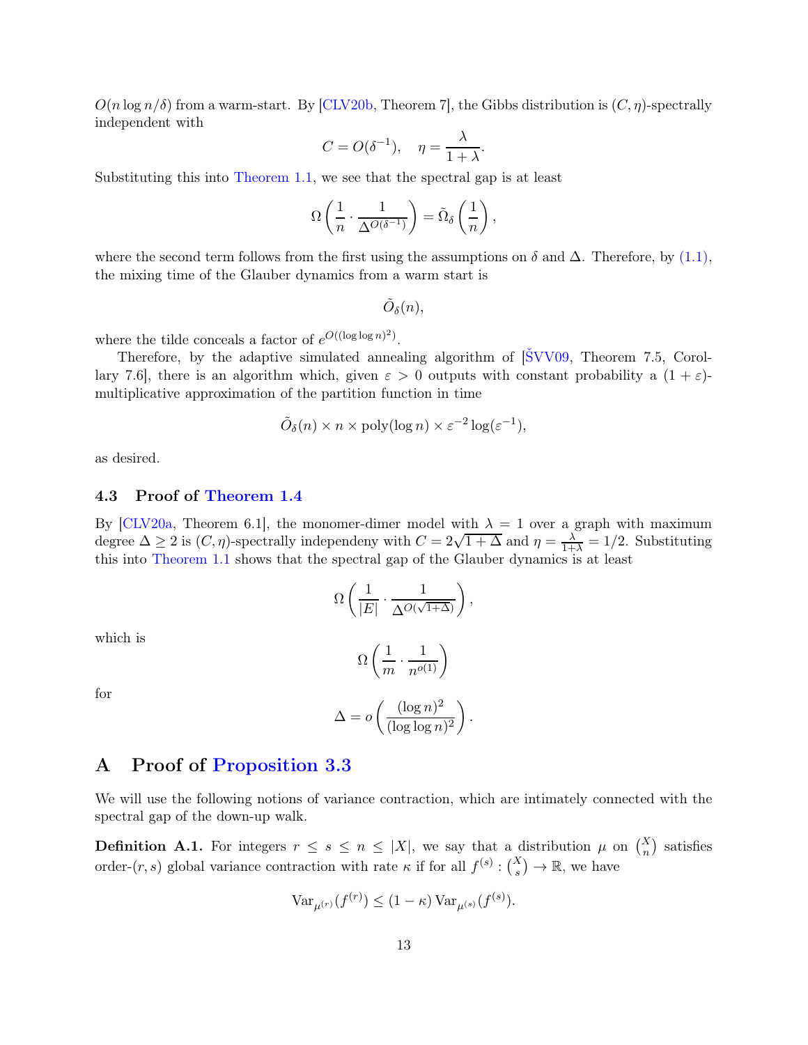$O(n \log n/\delta)$ from a warm-start. By [CLV20b, Theorem 7], the Gibbs distribution is $(C, \eta)$-spectrally independent with

$$C = O(\delta^{-1}), \quad \eta = \frac{\lambda}{1+\lambda}.$$

Substituting this into Theorem 1.1, we see that the spectral gap is at least

$$\Omega\left(\frac{1}{n} \cdot \frac{1}{\Delta^{O(\delta^{-1})}}\right) = \tilde{\Omega}_\delta\left(\frac{1}{n}\right),$$

where the second term follows from the first using the assumptions on $\delta$ and $\Delta$. Therefore, by (1.1), the mixing time of the Glauber dynamics from a warm start is

$$\tilde{O}_\delta(n),$$

where the tilde conceals a factor of $e^{O((\log \log n)^2)}$.

Therefore, by the adaptive simulated annealing algorithm of [ŠVV09, Theorem 7.5, Corollary 7.6], there is an algorithm which, given $\varepsilon > 0$ outputs with constant probability a $(1+\varepsilon)$-multiplicative approximation of the partition function in time

$$\tilde{O}_\delta(n) \times n \times \text{poly}(\log n) \times \varepsilon^{-2} \log(\varepsilon^{-1}),$$

as desired.

### 4.3 Proof of Theorem 1.4

By [CLV20a, Theorem 6.1], the monomer-dimer model with $\lambda = 1$ over a graph with maximum degree $\Delta \geq 2$ is $(C, \eta)$-spectrally independeny with $C = 2\sqrt{1+\Delta}$ and $\eta = \frac{\lambda}{1+\lambda} = 1/2$. Substituting this into Theorem 1.1 shows that the spectral gap of the Glauber dynamics is at least

$$\Omega\left(\frac{1}{|E|} \cdot \frac{1}{\Delta^{O(\sqrt{1+\Delta})}}\right),$$

which is

$$\Omega\left(\frac{1}{m} \cdot \frac{1}{n^{o(1)}}\right)$$

for

$$\Delta = o\left(\frac{(\log n)^2}{(\log \log n)^2}\right).$$

## A Proof of Proposition 3.3

We will use the following notions of variance contraction, which are intimately connected with the spectral gap of the down-up walk.

**Definition A.1.** For integers $r \leq s \leq n \leq |X|$, we say that a distribution $\mu$ on $\binom{X}{n}$ satisfies order-$(r, s)$ global variance contraction with rate $\kappa$ if for all $f^{(s)} : \binom{X}{s} \to \mathbb{R}$, we have

$$\text{Var}_{\mu^{(r)}}(f^{(r)}) \leq (1-\kappa)\,\text{Var}_{\mu^{(s)}}(f^{(s)}).$$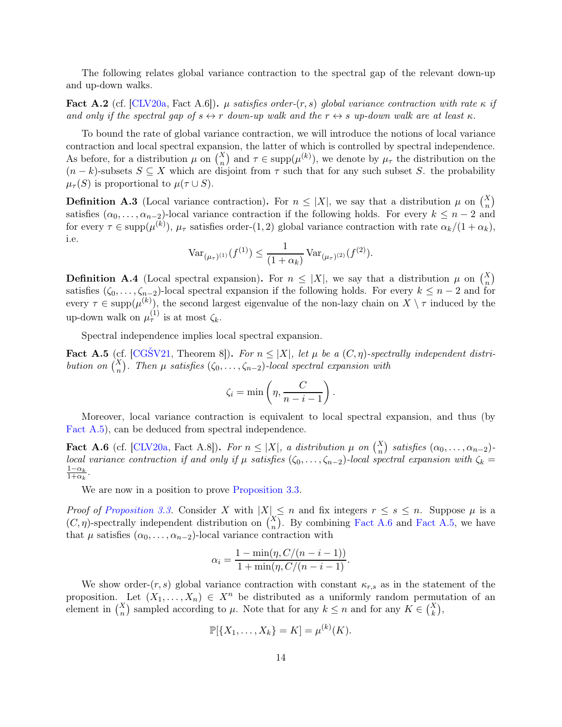The following relates global variance contraction to the spectral gap of the relevant down-up and up-down walks.

**Fact A.2** (cf. [CLV20a, Fact A.6]). *$\mu$ satisfies order-$(r,s)$ global variance contraction with rate $\kappa$ if and only if the spectral gap of $s \leftrightarrow r$ down-up walk and the $r \leftrightarrow s$ up-down walk are at least $\kappa$.*

To bound the rate of global variance contraction, we will introduce the notions of local variance contraction and local spectral expansion, the latter of which is controlled by spectral independence. As before, for a distribution $\mu$ on $\binom{X}{n}$ and $\tau \in \operatorname{supp}(\mu^{(k)})$, we denote by $\mu_\tau$ the distribution on the $(n-k)$-subsets $S \subseteq X$ which are disjoint from $\tau$ such that for any such subset $S$. the probability $\mu_\tau(S)$ is proportional to $\mu(\tau \cup S)$.

**Definition A.3** (Local variance contraction). For $n \leq |X|$, we say that a distribution $\mu$ on $\binom{X}{n}$ satisfies $(\alpha_0, \ldots, \alpha_{n-2})$-local variance contraction if the following holds. For every $k \leq n-2$ and for every $\tau \in \operatorname{supp}(\mu^{(k)})$, $\mu_\tau$ satisfies order-$(1,2)$ global variance contraction with rate $\alpha_k/(1+\alpha_k)$, i.e.

$$\operatorname{Var}_{(\mu_\tau)^{(1)}}(f^{(1)}) \leq \frac{1}{(1+\alpha_k)} \operatorname{Var}_{(\mu_\tau)^{(2)}}(f^{(2)}).$$

**Definition A.4** (Local spectral expansion). For $n \leq |X|$, we say that a distribution $\mu$ on $\binom{X}{n}$ satisfies $(\zeta_0, \ldots, \zeta_{n-2})$-local spectral expansion if the following holds. For every $k \leq n-2$ and for every $\tau \in \operatorname{supp}(\mu^{(k)})$, the second largest eigenvalue of the non-lazy chain on $X \setminus \tau$ induced by the up-down walk on $\mu_\tau^{(1)}$ is at most $\zeta_k$.

Spectral independence implies local spectral expansion.

**Fact A.5** (cf. [CGŠV21, Theorem 8]). *For $n \leq |X|$, let $\mu$ be a $(C,\eta)$-spectrally independent distribution on $\binom{X}{n}$. Then $\mu$ satisfies $(\zeta_0, \ldots, \zeta_{n-2})$-local spectral expansion with*

$$\zeta_i = \min\left(\eta, \frac{C}{n-i-1}\right).$$

Moreover, local variance contraction is equivalent to local spectral expansion, and thus (by Fact A.5), can be deduced from spectral independence.

**Fact A.6** (cf. [CLV20a, Fact A.8]). *For $n \leq |X|$, a distribution $\mu$ on $\binom{X}{n}$ satisfies $(\alpha_0, \ldots, \alpha_{n-2})$-local variance contraction if and only if $\mu$ satisfies $(\zeta_0, \ldots, \zeta_{n-2})$-local spectral expansion with $\zeta_k = \frac{1-\alpha_k}{1+\alpha_k}$.*

We are now in a position to prove Proposition 3.3.

*Proof of Proposition 3.3.* Consider $X$ with $|X| \leq n$ and fix integers $r \leq s \leq n$. Suppose $\mu$ is a $(C,\eta)$-spectrally independent distribution on $\binom{X}{n}$. By combining Fact A.6 and Fact A.5, we have that $\mu$ satisfies $(\alpha_0, \ldots, \alpha_{n-2})$-local variance contraction with

$$\alpha_i = \frac{1 - \min(\eta, C/(n-i-1))}{1 + \min(\eta, C/(n-i-1))}.$$

We show order-$(r,s)$ global variance contraction with constant $\kappa_{r,s}$ as in the statement of the proposition. Let $(X_1, \ldots, X_n) \in X^n$ be distributed as a uniformly random permutation of an element in $\binom{X}{n}$ sampled according to $\mu$. Note that for any $k \leq n$ and for any $K \in \binom{X}{k}$,

$$\mathbb{P}[\{X_1, \ldots, X_k\} = K] = \mu^{(k)}(K).$$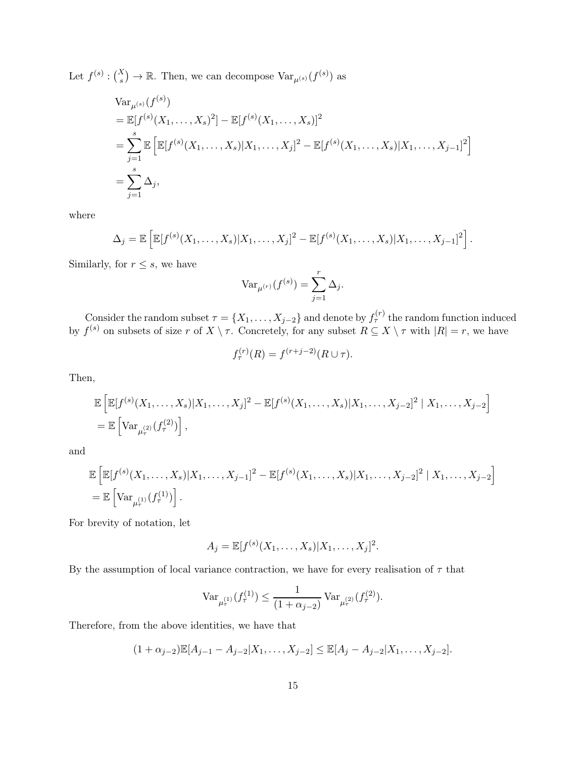Let $f^{(s)} : \binom{X}{s} \to \mathbb{R}$. Then, we can decompose $\mathrm{Var}_{\mu^{(s)}}(f^{(s)})$ as

$$
\begin{aligned}
&\mathrm{Var}_{\mu^{(s)}}(f^{(s)}) \\
&= \mathbb{E}[f^{(s)}(X_1, \ldots, X_s)^2] - \mathbb{E}[f^{(s)}(X_1, \ldots, X_s)]^2 \\
&= \sum_{j=1}^{s} \mathbb{E}\left[\mathbb{E}[f^{(s)}(X_1, \ldots, X_s)|X_1, \ldots, X_j]^2 - \mathbb{E}[f^{(s)}(X_1, \ldots, X_s)|X_1, \ldots, X_{j-1}]^2\right] \\
&= \sum_{j=1}^{s} \Delta_j,
\end{aligned}
$$

where

$$
\Delta_j = \mathbb{E}\left[\mathbb{E}[f^{(s)}(X_1, \ldots, X_s)|X_1, \ldots, X_j]^2 - \mathbb{E}[f^{(s)}(X_1, \ldots, X_s)|X_1, \ldots, X_{j-1}]^2\right].
$$

Similarly, for $r \le s$, we have

$$
\mathrm{Var}_{\mu^{(r)}}(f^{(s)}) = \sum_{j=1}^{r} \Delta_j.
$$

Consider the random subset $\tau = \{X_1, \ldots, X_{j-2}\}$ and denote by $f_\tau^{(r)}$ the random function induced by $f^{(s)}$ on subsets of size $r$ of $X \setminus \tau$. Concretely, for any subset $R \subseteq X \setminus \tau$ with $|R| = r$, we have

$$
f_\tau^{(r)}(R) = f^{(r+j-2)}(R \cup \tau).
$$

Then,

$$
\begin{aligned}
&\mathbb{E}\left[\mathbb{E}[f^{(s)}(X_1, \ldots, X_s)|X_1, \ldots, X_j]^2 - \mathbb{E}[f^{(s)}(X_1, \ldots, X_s)|X_1, \ldots, X_{j-2}]^2 \mid X_1, \ldots, X_{j-2}\right] \\
&= \mathbb{E}\left[\mathrm{Var}_{\mu_\tau^{(2)}}(f_\tau^{(2)})\right],
\end{aligned}
$$

and

$$
\begin{aligned}
&\mathbb{E}\left[\mathbb{E}[f^{(s)}(X_1, \ldots, X_s)|X_1, \ldots, X_{j-1}]^2 - \mathbb{E}[f^{(s)}(X_1, \ldots, X_s)|X_1, \ldots, X_{j-2}]^2 \mid X_1, \ldots, X_{j-2}\right] \\
&= \mathbb{E}\left[\mathrm{Var}_{\mu_\tau^{(1)}}(f_\tau^{(1)})\right].
\end{aligned}
$$

For brevity of notation, let

$$
A_j = \mathbb{E}[f^{(s)}(X_1, \ldots, X_s)|X_1, \ldots, X_j]^2.
$$

By the assumption of local variance contraction, we have for every realisation of $\tau$ that

$$
\mathrm{Var}_{\mu_\tau^{(1)}}(f_\tau^{(1)}) \le \frac{1}{(1 + \alpha_{j-2})} \mathrm{Var}_{\mu_\tau^{(2)}}(f_\tau^{(2)}).
$$

Therefore, from the above identities, we have that

$$
(1 + \alpha_{j-2})\mathbb{E}[A_{j-1} - A_{j-2}|X_1, \ldots, X_{j-2}] \le \mathbb{E}[A_j - A_{j-2}|X_1, \ldots, X_{j-2}].
$$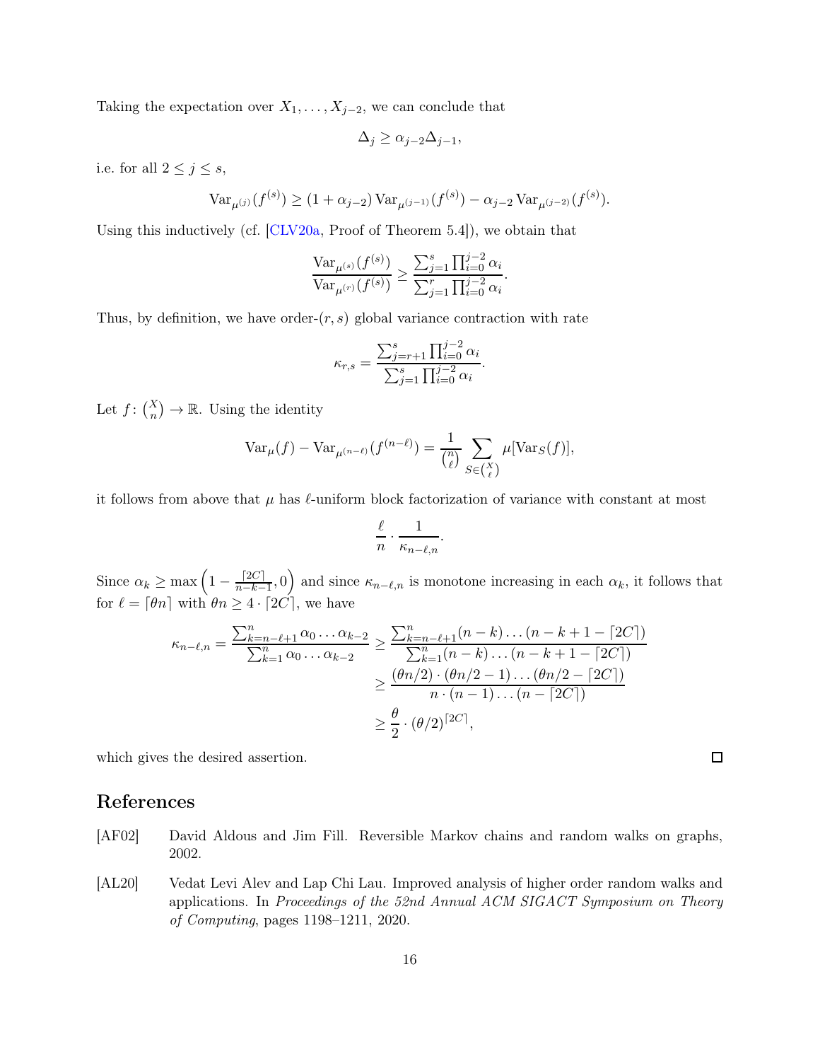Taking the expectation over $X_1, \dots, X_{j-2}$, we can conclude that

$$\Delta_j \geq \alpha_{j-2}\Delta_{j-1},$$

i.e. for all $2 \leq j \leq s$,

$$\operatorname{Var}_{\mu^{(j)}}(f^{(s)}) \geq (1+\alpha_{j-2}) \operatorname{Var}_{\mu^{(j-1)}}(f^{(s)}) - \alpha_{j-2} \operatorname{Var}_{\mu^{(j-2)}}(f^{(s)}).$$

Using this inductively (cf. [CLV20a, Proof of Theorem 5.4]), we obtain that

$$\frac{\operatorname{Var}_{\mu^{(s)}}(f^{(s)})}{\operatorname{Var}_{\mu^{(r)}}(f^{(s)})} \geq \frac{\sum_{j=1}^{s} \prod_{i=0}^{j-2} \alpha_i}{\sum_{j=1}^{r} \prod_{i=0}^{j-2} \alpha_i}.$$

Thus, by definition, we have order-$(r, s)$ global variance contraction with rate

$$\kappa_{r,s} = \frac{\sum_{j=r+1}^{s} \prod_{i=0}^{j-2} \alpha_i}{\sum_{j=1}^{s} \prod_{i=0}^{j-2} \alpha_i}.$$

Let $f\colon \binom{X}{n} \to \mathbb{R}$. Using the identity

$$\operatorname{Var}_\mu(f) - \operatorname{Var}_{\mu^{(n-\ell)}}(f^{(n-\ell)}) = \frac{1}{\binom{n}{\ell}} \sum_{S \in \binom{X}{\ell}} \mu[\operatorname{Var}_S(f)],$$

it follows from above that $\mu$ has $\ell$-uniform block factorization of variance with constant at most

$$\frac{\ell}{n} \cdot \frac{1}{\kappa_{n-\ell,n}}.$$

Since $\alpha_k \geq \max\left(1 - \frac{\lceil 2C \rceil}{n-k-1}, 0\right)$ and since $\kappa_{n-\ell,n}$ is monotone increasing in each $\alpha_k$, it follows that for $\ell = \lceil \theta n \rceil$ with $\theta n \geq 4 \cdot \lceil 2C \rceil$, we have

$$\begin{aligned}
\kappa_{n-\ell,n} = \frac{\sum_{k=n-\ell+1}^{n} \alpha_0 \dots \alpha_{k-2}}{\sum_{k=1}^{n} \alpha_0 \dots \alpha_{k-2}} &\geq \frac{\sum_{k=n-\ell+1}^{n} (n-k)\dots(n-k+1-\lceil 2C \rceil)}{\sum_{k=1}^{n} (n-k)\dots(n-k+1-\lceil 2C \rceil)} \\
&\geq \frac{(\theta n/2) \cdot (\theta n/2 - 1) \dots (\theta n/2 - \lceil 2C \rceil)}{n \cdot (n-1) \dots (n - \lceil 2C \rceil)} \\
&\geq \frac{\theta}{2} \cdot (\theta/2)^{\lceil 2C \rceil},
\end{aligned}$$

which gives the desired assertion. $\square$

# References

[AF02] David Aldous and Jim Fill. Reversible Markov chains and random walks on graphs, 2002.

[AL20] Vedat Levi Alev and Lap Chi Lau. Improved analysis of higher order random walks and applications. In *Proceedings of the 52nd Annual ACM SIGACT Symposium on Theory of Computing*, pages 1198–1211, 2020.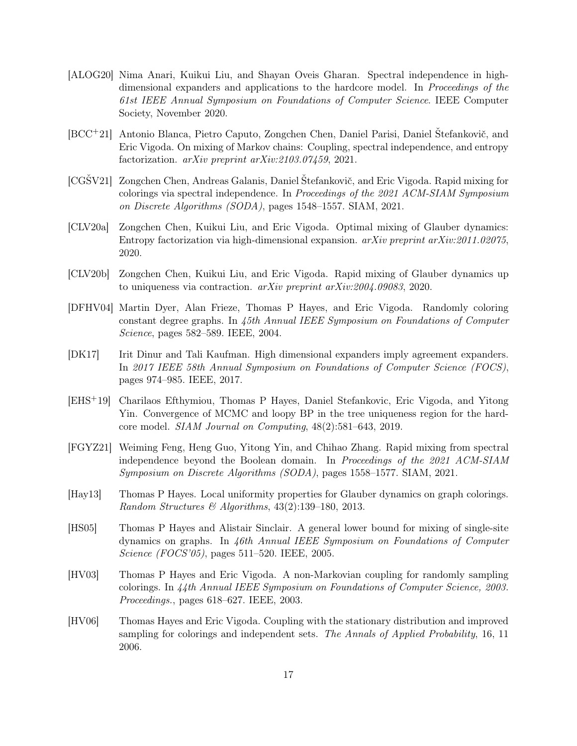[ALOG20] Nima Anari, Kuikui Liu, and Shayan Oveis Gharan. Spectral independence in high-dimensional expanders and applications to the hardcore model. In *Proceedings of the 61st IEEE Annual Symposium on Foundations of Computer Science*. IEEE Computer Society, November 2020.

[BCC+21] Antonio Blanca, Pietro Caputo, Zongchen Chen, Daniel Parisi, Daniel Štefankovič, and Eric Vigoda. On mixing of Markov chains: Coupling, spectral independence, and entropy factorization. *arXiv preprint arXiv:2103.07459*, 2021.

[CGŠV21] Zongchen Chen, Andreas Galanis, Daniel Štefankovič, and Eric Vigoda. Rapid mixing for colorings via spectral independence. In *Proceedings of the 2021 ACM-SIAM Symposium on Discrete Algorithms (SODA)*, pages 1548–1557. SIAM, 2021.

[CLV20a] Zongchen Chen, Kuikui Liu, and Eric Vigoda. Optimal mixing of Glauber dynamics: Entropy factorization via high-dimensional expansion. *arXiv preprint arXiv:2011.02075*, 2020.

[CLV20b] Zongchen Chen, Kuikui Liu, and Eric Vigoda. Rapid mixing of Glauber dynamics up to uniqueness via contraction. *arXiv preprint arXiv:2004.09083*, 2020.

[DFHV04] Martin Dyer, Alan Frieze, Thomas P Hayes, and Eric Vigoda. Randomly coloring constant degree graphs. In *45th Annual IEEE Symposium on Foundations of Computer Science*, pages 582–589. IEEE, 2004.

[DK17] Irit Dinur and Tali Kaufman. High dimensional expanders imply agreement expanders. In *2017 IEEE 58th Annual Symposium on Foundations of Computer Science (FOCS)*, pages 974–985. IEEE, 2017.

[EHS+19] Charilaos Efthymiou, Thomas P Hayes, Daniel Stefankovic, Eric Vigoda, and Yitong Yin. Convergence of MCMC and loopy BP in the tree uniqueness region for the hard-core model. *SIAM Journal on Computing*, 48(2):581–643, 2019.

[FGYZ21] Weiming Feng, Heng Guo, Yitong Yin, and Chihao Zhang. Rapid mixing from spectral independence beyond the Boolean domain. In *Proceedings of the 2021 ACM-SIAM Symposium on Discrete Algorithms (SODA)*, pages 1558–1577. SIAM, 2021.

[Hay13] Thomas P Hayes. Local uniformity properties for Glauber dynamics on graph colorings. *Random Structures & Algorithms*, 43(2):139–180, 2013.

[HS05] Thomas P Hayes and Alistair Sinclair. A general lower bound for mixing of single-site dynamics on graphs. In *46th Annual IEEE Symposium on Foundations of Computer Science (FOCS'05)*, pages 511–520. IEEE, 2005.

[HV03] Thomas P Hayes and Eric Vigoda. A non-Markovian coupling for randomly sampling colorings. In *44th Annual IEEE Symposium on Foundations of Computer Science, 2003. Proceedings.*, pages 618–627. IEEE, 2003.

[HV06] Thomas Hayes and Eric Vigoda. Coupling with the stationary distribution and improved sampling for colorings and independent sets. *The Annals of Applied Probability*, 16, 11 2006.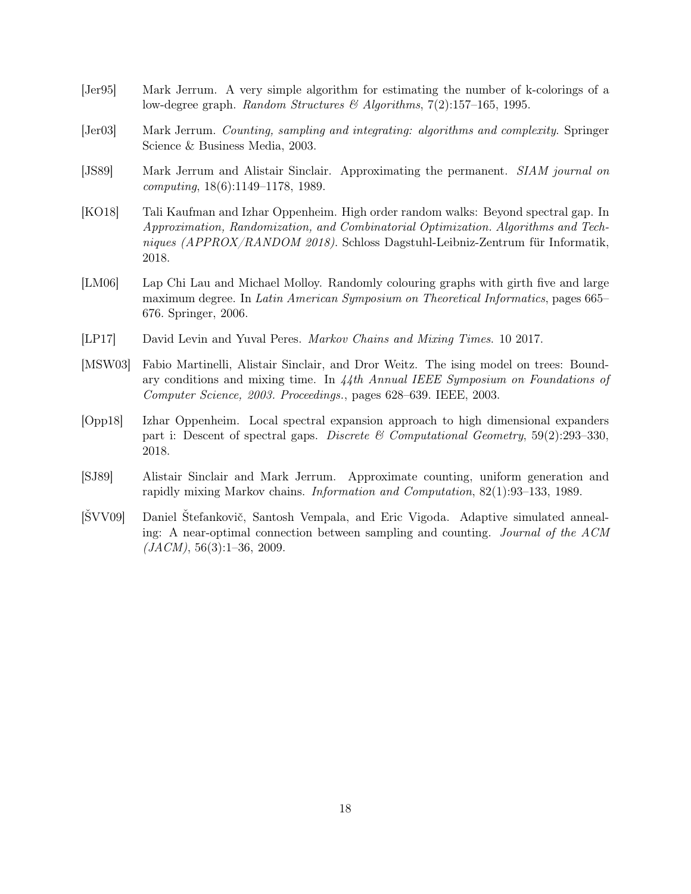[Jer95] Mark Jerrum. A very simple algorithm for estimating the number of k-colorings of a low-degree graph. *Random Structures & Algorithms*, 7(2):157–165, 1995.

[Jer03] Mark Jerrum. *Counting, sampling and integrating: algorithms and complexity*. Springer Science & Business Media, 2003.

[JS89] Mark Jerrum and Alistair Sinclair. Approximating the permanent. *SIAM journal on computing*, 18(6):1149–1178, 1989.

[KO18] Tali Kaufman and Izhar Oppenheim. High order random walks: Beyond spectral gap. In *Approximation, Randomization, and Combinatorial Optimization. Algorithms and Techniques (APPROX/RANDOM 2018)*. Schloss Dagstuhl-Leibniz-Zentrum für Informatik, 2018.

[LM06] Lap Chi Lau and Michael Molloy. Randomly colouring graphs with girth five and large maximum degree. In *Latin American Symposium on Theoretical Informatics*, pages 665–676. Springer, 2006.

[LP17] David Levin and Yuval Peres. *Markov Chains and Mixing Times*. 10 2017.

[MSW03] Fabio Martinelli, Alistair Sinclair, and Dror Weitz. The ising model on trees: Boundary conditions and mixing time. In *44th Annual IEEE Symposium on Foundations of Computer Science, 2003. Proceedings.*, pages 628–639. IEEE, 2003.

[Opp18] Izhar Oppenheim. Local spectral expansion approach to high dimensional expanders part i: Descent of spectral gaps. *Discrete & Computational Geometry*, 59(2):293–330, 2018.

[SJ89] Alistair Sinclair and Mark Jerrum. Approximate counting, uniform generation and rapidly mixing Markov chains. *Information and Computation*, 82(1):93–133, 1989.

[ŠVV09] Daniel Štefankovič, Santosh Vempala, and Eric Vigoda. Adaptive simulated annealing: A near-optimal connection between sampling and counting. *Journal of the ACM (JACM)*, 56(3):1–36, 2009.